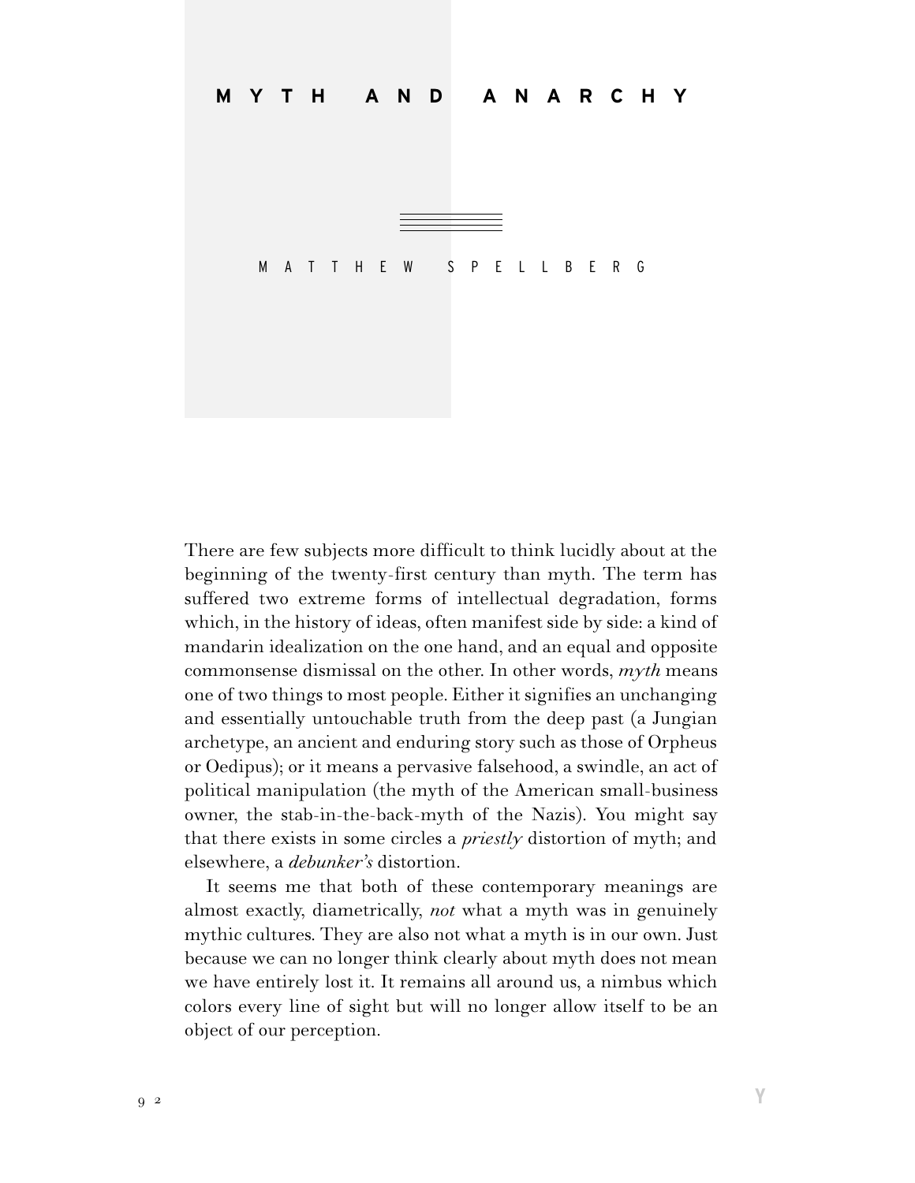# MYTH AND ANARCHY

MATTHEW SPELLBERG

There are few subjects more difficult to think lucidly about at the beginning of the twenty-first century than myth. The term has suffered two extreme forms of intellectual degradation, forms which, in the history of ideas, often manifest side by side: a kind of mandarin idealization on the one hand, and an equal and opposite commonsense dismissal on the other. In other words, *myth* means one of two things to most people. Either it signifies an unchanging and essentially untouchable truth from the deep past (a Jungian archetype, an ancient and enduring story such as those of Orpheus or Oedipus); or it means a pervasive falsehood, a swindle, an act of political manipulation (the myth of the American small-business owner, the stab-in-the-back-myth of the Nazis). You might say that there exists in some circles a *priestly* distortion of myth; and elsewhere, a *debunker's* distortion.

It seems me that both of these contemporary meanings are almost exactly, diametrically, *not* what a myth was in genuinely mythic cultures. They are also not what a myth is in our own. Just because we can no longer think clearly about myth does not mean we have entirely lost it. It remains all around us, a nimbus which colors every line of sight but will no longer allow itself to be an object of our perception.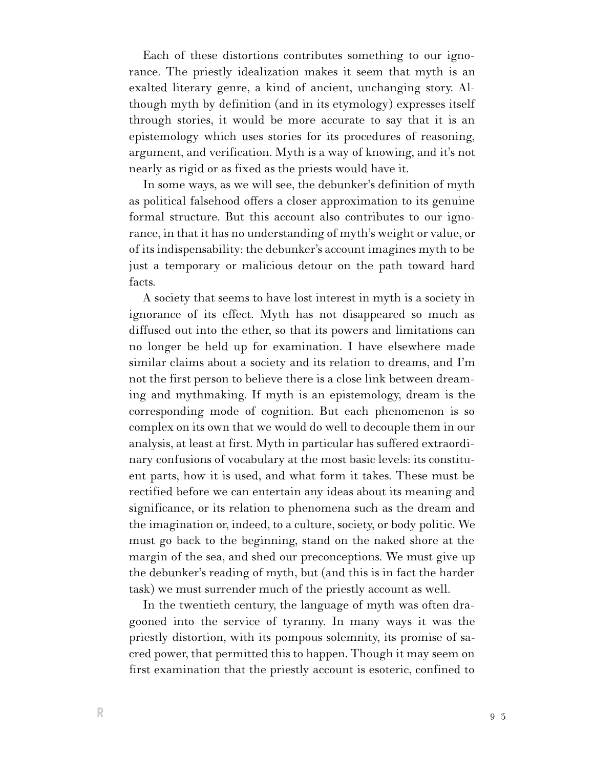Each of these distortions contributes something to our ignorance. The priestly idealization makes it seem that myth is an exalted literary genre, a kind of ancient, unchanging story. Although myth by definition (and in its etymology) expresses itself through stories, it would be more accurate to say that it is an epistemology which uses stories for its procedures of reasoning, argument, and verification. Myth is a way of knowing, and it's not nearly as rigid or as fixed as the priests would have it.

In some ways, as we will see, the debunker's definition of myth as political falsehood offers a closer approximation to its genuine formal structure. But this account also contributes to our ignorance, in that it has no understanding of myth's weight or value, or of its indispensability: the debunker's account imagines myth to be just a temporary or malicious detour on the path toward hard facts.

A society that seems to have lost interest in myth is a society in ignorance of its effect. Myth has not disappeared so much as diffused out into the ether, so that its powers and limitations can no longer be held up for examination. I have elsewhere made similar claims about a society and its relation to dreams, and I'm not the first person to believe there is a close link between dreaming and mythmaking. If myth is an epistemology, dream is the corresponding mode of cognition. But each phenomenon is so complex on its own that we would do well to decouple them in our analysis, at least at first. Myth in particular has suffered extraordinary confusions of vocabulary at the most basic levels: its constituent parts, how it is used, and what form it takes. These must be rectified before we can entertain any ideas about its meaning and significance, or its relation to phenomena such as the dream and the imagination or, indeed, to a culture, society, or body politic. We must go back to the beginning, stand on the naked shore at the margin of the sea, and shed our preconceptions. We must give up the debunker's reading of myth, but (and this is in fact the harder task) we must surrender much of the priestly account as well.

In the twentieth century, the language of myth was often dragooned into the service of tyranny. In many ways it was the priestly distortion, with its pompous solemnity, its promise of sacred power, that permitted this to happen. Though it may seem on first examination that the priestly account is esoteric, confined to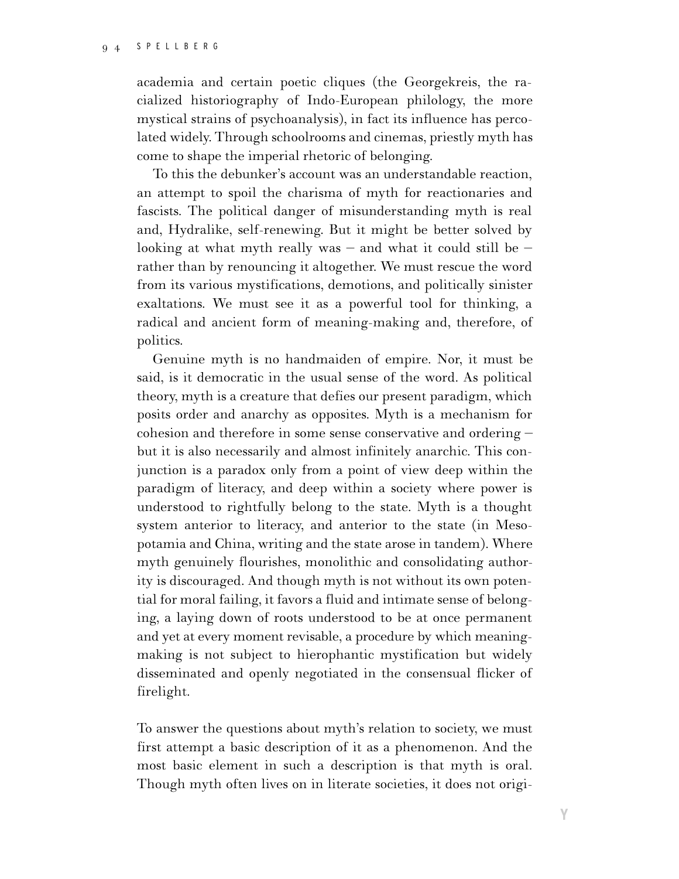academia and certain poetic cliques (the Georgekreis, the racialized historiography of Indo-European philology, the more mystical strains of psychoanalysis), in fact its influence has percolated widely. Through schoolrooms and cinemas, priestly myth has come to shape the imperial rhetoric of belonging.

To this the debunker's account was an understandable reaction, an attempt to spoil the charisma of myth for reactionaries and fascists. The political danger of misunderstanding myth is real and, Hydralike, self-renewing. But it might be better solved by looking at what myth really was – and what it could still be – rather than by renouncing it altogether. We must rescue the word from its various mystifications, demotions, and politically sinister exaltations. We must see it as a powerful tool for thinking, a radical and ancient form of meaning-making and, therefore, of politics.

Genuine myth is no handmaiden of empire. Nor, it must be said, is it democratic in the usual sense of the word. As political theory, myth is a creature that defies our present paradigm, which posits order and anarchy as opposites. Myth is a mechanism for cohesion and therefore in some sense conservative and ordering – but it is also necessarily and almost infinitely anarchic. This conjunction is a paradox only from a point of view deep within the paradigm of literacy, and deep within a society where power is understood to rightfully belong to the state. Myth is a thought system anterior to literacy, and anterior to the state (in Mesopotamia and China, writing and the state arose in tandem). Where myth genuinely flourishes, monolithic and consolidating authority is discouraged. And though myth is not without its own potential for moral failing, it favors a fluid and intimate sense of belonging, a laying down of roots understood to be at once permanent and yet at every moment revisable, a procedure by which meaning-making is not subject to hierophantic mystification but widely disseminated and openly negotiated in the consensual flicker of firelight.

To answer the questions about myth's relation to society, we must first attempt a basic description of it as a phenomenon. And the most basic element in such a description is that myth is oral. Though myth often lives on in literate societies, it does not origi-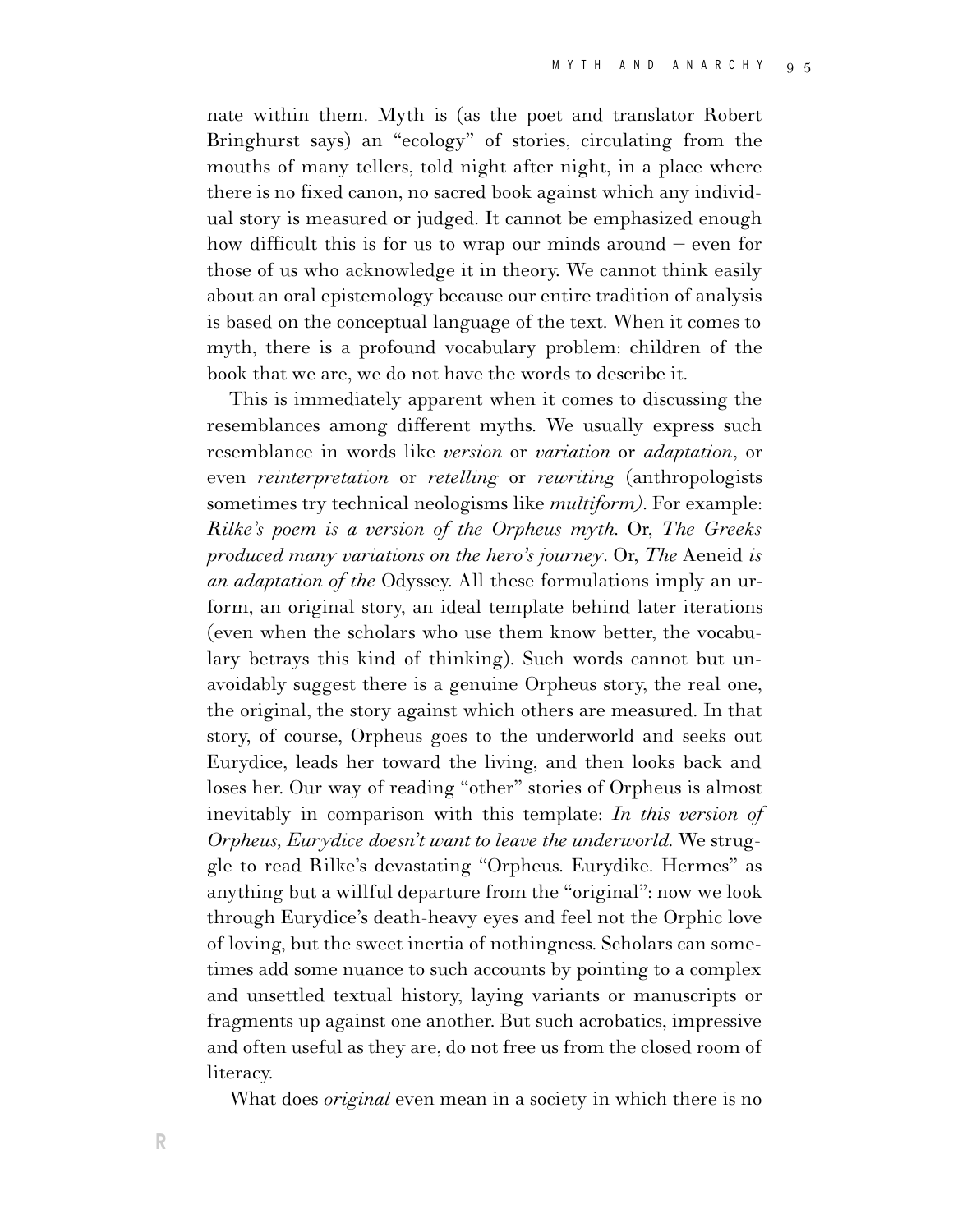nate within them. Myth is (as the poet and translator Robert Bringhurst says) an "ecology" of stories, circulating from the mouths of many tellers, told night after night, in a place where there is no fixed canon, no sacred book against which any individual story is measured or judged. It cannot be emphasized enough how difficult this is for us to wrap our minds around – even for those of us who acknowledge it in theory. We cannot think easily about an oral epistemology because our entire tradition of analysis is based on the conceptual language of the text. When it comes to myth, there is a profound vocabulary problem: children of the book that we are, we do not have the words to describe it.

This is immediately apparent when it comes to discussing the resemblances among different myths. We usually express such resemblance in words like *version* or *variation* or *adaptation*, or even *reinterpretation* or *retelling* or *rewriting* (anthropologists sometimes try technical neologisms like *multiform*). For example: *Rilke's poem is a version of the Orpheus myth.* Or, *The Greeks produced many variations on the hero's journey*. Or, *The* Aeneid *is an adaptation of the* Odyssey. All these formulations imply an ur-form, an original story, an ideal template behind later iterations (even when the scholars who use them know better, the vocabulary betrays this kind of thinking). Such words cannot but unavoidably suggest there is a genuine Orpheus story, the real one, the original, the story against which others are measured. In that story, of course, Orpheus goes to the underworld and seeks out Eurydice, leads her toward the living, and then looks back and loses her. Our way of reading "other" stories of Orpheus is almost inevitably in comparison with this template: *In this version of Orpheus, Eurydice doesn't want to leave the underworld.* We struggle to read Rilke's devastating "Orpheus. Eurydike. Hermes" as anything but a willful departure from the "original": now we look through Eurydice's death-heavy eyes and feel not the Orphic love of loving, but the sweet inertia of nothingness. Scholars can sometimes add some nuance to such accounts by pointing to a complex and unsettled textual history, laying variants or manuscripts or fragments up against one another. But such acrobatics, impressive and often useful as they are, do not free us from the closed room of literacy.

What does *original* even mean in a society in which there is no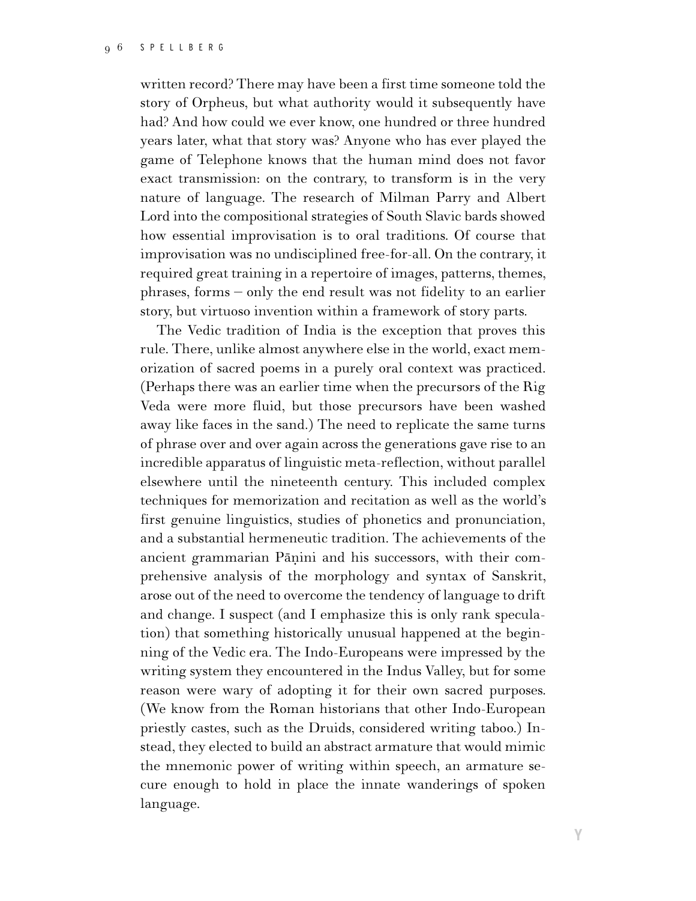written record? There may have been a first time someone told the story of Orpheus, but what authority would it subsequently have had? And how could we ever know, one hundred or three hundred years later, what that story was? Anyone who has ever played the game of Telephone knows that the human mind does not favor exact transmission: on the contrary, to transform is in the very nature of language. The research of Milman Parry and Albert Lord into the compositional strategies of South Slavic bards showed how essential improvisation is to oral traditions. Of course that improvisation was no undisciplined free-for-all. On the contrary, it required great training in a repertoire of images, patterns, themes, phrases, forms – only the end result was not fidelity to an earlier story, but virtuoso invention within a framework of story parts.

The Vedic tradition of India is the exception that proves this rule. There, unlike almost anywhere else in the world, exact memorization of sacred poems in a purely oral context was practiced. (Perhaps there was an earlier time when the precursors of the Rig Veda were more fluid, but those precursors have been washed away like faces in the sand.) The need to replicate the same turns of phrase over and over again across the generations gave rise to an incredible apparatus of linguistic meta-reflection, without parallel elsewhere until the nineteenth century. This included complex techniques for memorization and recitation as well as the world's first genuine linguistics, studies of phonetics and pronunciation, and a substantial hermeneutic tradition. The achievements of the ancient grammarian Pāṇini and his successors, with their comprehensive analysis of the morphology and syntax of Sanskrit, arose out of the need to overcome the tendency of language to drift and change. I suspect (and I emphasize this is only rank speculation) that something historically unusual happened at the beginning of the Vedic era. The Indo-Europeans were impressed by the writing system they encountered in the Indus Valley, but for some reason were wary of adopting it for their own sacred purposes. (We know from the Roman historians that other Indo-European priestly castes, such as the Druids, considered writing taboo.) Instead, they elected to build an abstract armature that would mimic the mnemonic power of writing within speech, an armature secure enough to hold in place the innate wanderings of spoken language.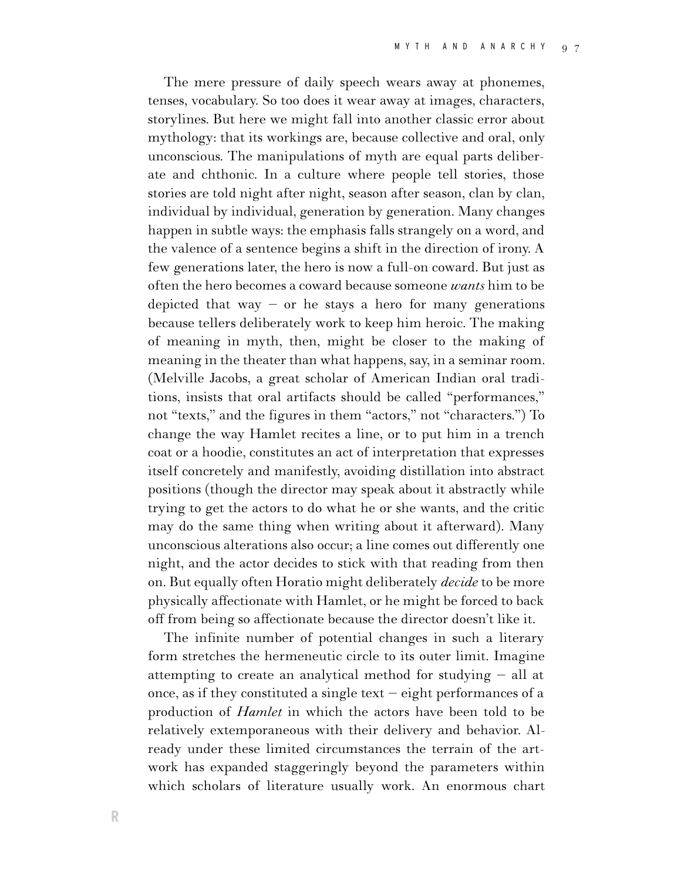The mere pressure of daily speech wears away at phonemes, tenses, vocabulary. So too does it wear away at images, characters, storylines. But here we might fall into another classic error about mythology: that its workings are, because collective and oral, only unconscious. The manipulations of myth are equal parts deliberate and chthonic. In a culture where people tell stories, those stories are told night after night, season after season, clan by clan, individual by individual, generation by generation. Many changes happen in subtle ways: the emphasis falls strangely on a word, and the valence of a sentence begins a shift in the direction of irony. A few generations later, the hero is now a full-on coward. But just as often the hero becomes a coward because someone *wants* him to be depicted that way – or he stays a hero for many generations because tellers deliberately work to keep him heroic. The making of meaning in myth, then, might be closer to the making of meaning in the theater than what happens, say, in a seminar room. (Melville Jacobs, a great scholar of American Indian oral traditions, insists that oral artifacts should be called "performances," not "texts," and the figures in them "actors," not "characters.") To change the way Hamlet recites a line, or to put him in a trench coat or a hoodie, constitutes an act of interpretation that expresses itself concretely and manifestly, avoiding distillation into abstract positions (though the director may speak about it abstractly while trying to get the actors to do what he or she wants, and the critic may do the same thing when writing about it afterward). Many unconscious alterations also occur; a line comes out differently one night, and the actor decides to stick with that reading from then on. But equally often Horatio might deliberately *decide* to be more physically affectionate with Hamlet, or he might be forced to back off from being so affectionate because the director doesn't like it.

The infinite number of potential changes in such a literary form stretches the hermeneutic circle to its outer limit. Imagine attempting to create an analytical method for studying – all at once, as if they constituted a single text – eight performances of a production of *Hamlet* in which the actors have been told to be relatively extemporaneous with their delivery and behavior. Already under these limited circumstances the terrain of the artwork has expanded staggeringly beyond the parameters within which scholars of literature usually work. An enormous chart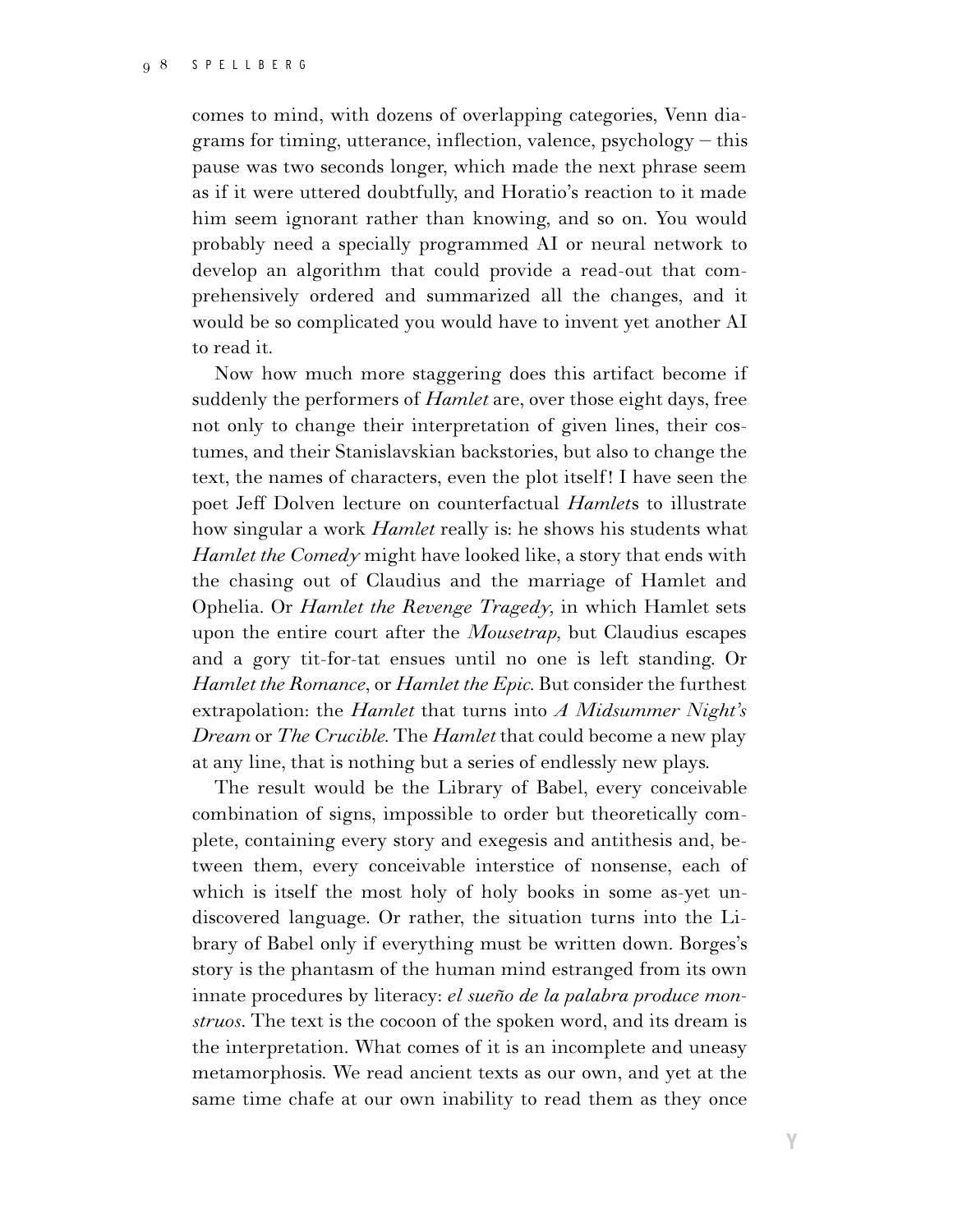comes to mind, with dozens of overlapping categories, Venn diagrams for timing, utterance, inflection, valence, psychology — this pause was two seconds longer, which made the next phrase seem as if it were uttered doubtfully, and Horatio's reaction to it made him seem ignorant rather than knowing, and so on. You would probably need a specially programmed AI or neural network to develop an algorithm that could provide a read-out that comprehensively ordered and summarized all the changes, and it would be so complicated you would have to invent yet another AI to read it.

Now how much more staggering does this artifact become if suddenly the performers of *Hamlet* are, over those eight days, free not only to change their interpretation of given lines, their costumes, and their Stanislavskian backstories, but also to change the text, the names of characters, even the plot itself! I have seen the poet Jeff Dolven lecture on counterfactual *Hamlet*s to illustrate how singular a work *Hamlet* really is: he shows his students what *Hamlet the Comedy* might have looked like, a story that ends with the chasing out of Claudius and the marriage of Hamlet and Ophelia. Or *Hamlet the Revenge Tragedy*, in which Hamlet sets upon the entire court after the *Mousetrap*, but Claudius escapes and a gory tit-for-tat ensues until no one is left standing. Or *Hamlet the Romance*, or *Hamlet the Epic*. But consider the furthest extrapolation: the *Hamlet* that turns into *A Midsummer Night's Dream* or *The Crucible*. The *Hamlet* that could become a new play at any line, that is nothing but a series of endlessly new plays.

The result would be the Library of Babel, every conceivable combination of signs, impossible to order but theoretically complete, containing every story and exegesis and antithesis and, between them, every conceivable interstice of nonsense, each of which is itself the most holy of holy books in some as-yet undiscovered language. Or rather, the situation turns into the Library of Babel only if everything must be written down. Borges's story is the phantasm of the human mind estranged from its own innate procedures by literacy: *el sueño de la palabra produce monstruos*. The text is the cocoon of the spoken word, and its dream is the interpretation. What comes of it is an incomplete and uneasy metamorphosis. We read ancient texts as our own, and yet at the same time chafe at our own inability to read them as they once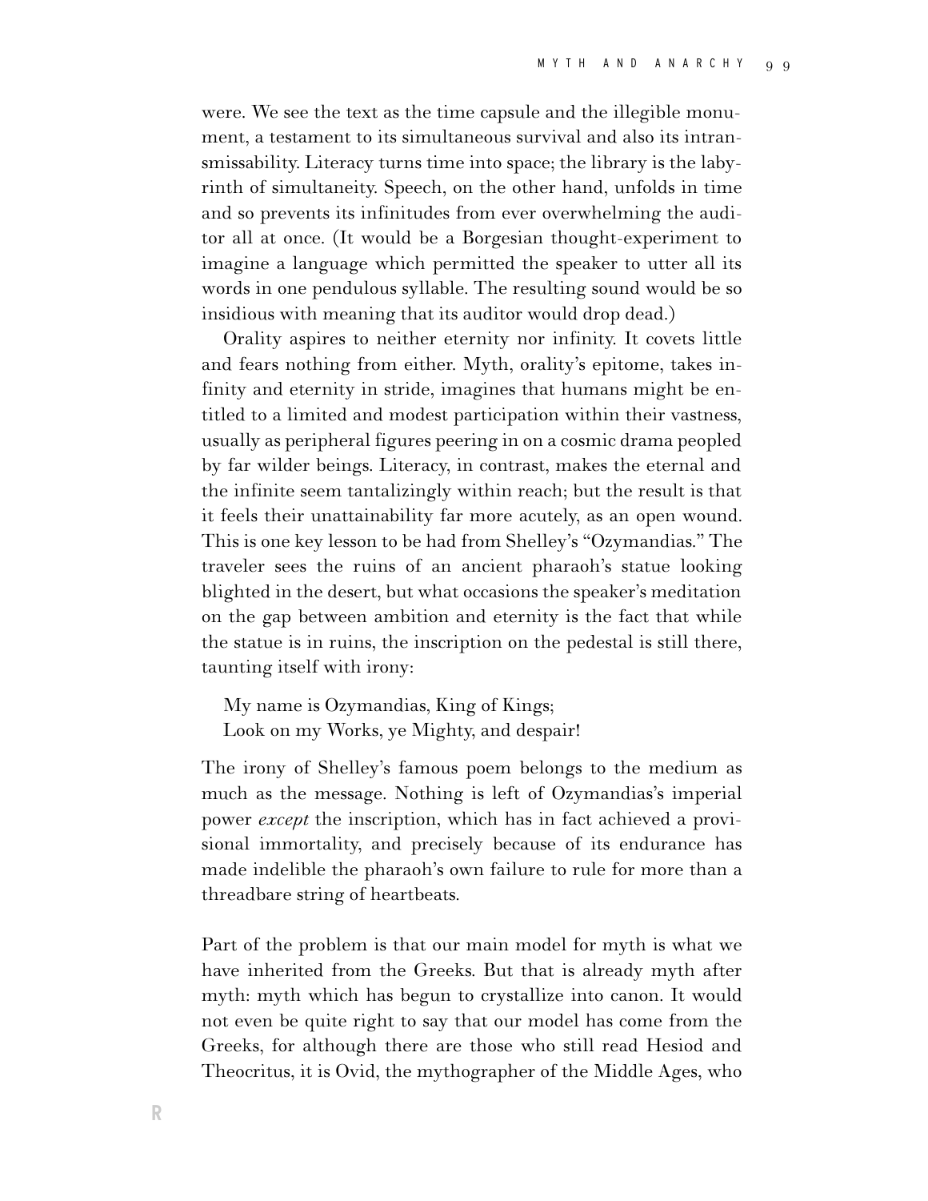were. We see the text as the time capsule and the illegible monument, a testament to its simultaneous survival and also its intransmissability. Literacy turns time into space; the library is the labyrinth of simultaneity. Speech, on the other hand, unfolds in time and so prevents its infinitudes from ever overwhelming the auditor all at once. (It would be a Borgesian thought-experiment to imagine a language which permitted the speaker to utter all its words in one pendulous syllable. The resulting sound would be so insidious with meaning that its auditor would drop dead.)

Orality aspires to neither eternity nor infinity. It covets little and fears nothing from either. Myth, orality's epitome, takes infinity and eternity in stride, imagines that humans might be entitled to a limited and modest participation within their vastness, usually as peripheral figures peering in on a cosmic drama peopled by far wilder beings. Literacy, in contrast, makes the eternal and the infinite seem tantalizingly within reach; but the result is that it feels their unattainability far more acutely, as an open wound. This is one key lesson to be had from Shelley's "Ozymandias." The traveler sees the ruins of an ancient pharaoh's statue looking blighted in the desert, but what occasions the speaker's meditation on the gap between ambition and eternity is the fact that while the statue is in ruins, the inscription on the pedestal is still there, taunting itself with irony:

> My name is Ozymandias, King of Kings;
> Look on my Works, ye Mighty, and despair!

The irony of Shelley's famous poem belongs to the medium as much as the message. Nothing is left of Ozymandias's imperial power *except* the inscription, which has in fact achieved a provisional immortality, and precisely because of its endurance has made indelible the pharaoh's own failure to rule for more than a threadbare string of heartbeats.

Part of the problem is that our main model for myth is what we have inherited from the Greeks. But that is already myth after myth: myth which has begun to crystallize into canon. It would not even be quite right to say that our model has come from the Greeks, for although there are those who still read Hesiod and Theocritus, it is Ovid, the mythographer of the Middle Ages, who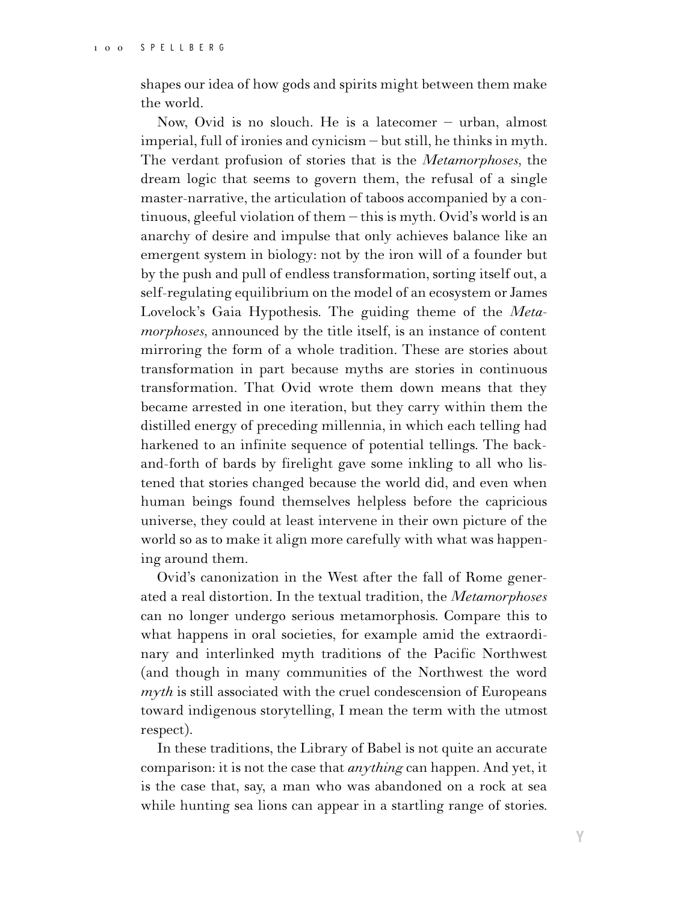shapes our idea of how gods and spirits might between them make the world.

Now, Ovid is no slouch. He is a latecomer – urban, almost imperial, full of ironies and cynicism – but still, he thinks in myth. The verdant profusion of stories that is the *Metamorphoses*, the dream logic that seems to govern them, the refusal of a single master-narrative, the articulation of taboos accompanied by a continuous, gleeful violation of them – this is myth. Ovid's world is an anarchy of desire and impulse that only achieves balance like an emergent system in biology: not by the iron will of a founder but by the push and pull of endless transformation, sorting itself out, a self-regulating equilibrium on the model of an ecosystem or James Lovelock's Gaia Hypothesis. The guiding theme of the *Metamorphoses*, announced by the title itself, is an instance of content mirroring the form of a whole tradition. These are stories about transformation in part because myths are stories in continuous transformation. That Ovid wrote them down means that they became arrested in one iteration, but they carry within them the distilled energy of preceding millennia, in which each telling had harkened to an infinite sequence of potential tellings. The back-and-forth of bards by firelight gave some inkling to all who listened that stories changed because the world did, and even when human beings found themselves helpless before the capricious universe, they could at least intervene in their own picture of the world so as to make it align more carefully with what was happening around them.

Ovid's canonization in the West after the fall of Rome generated a real distortion. In the textual tradition, the *Metamorphoses* can no longer undergo serious metamorphosis. Compare this to what happens in oral societies, for example amid the extraordinary and interlinked myth traditions of the Pacific Northwest (and though in many communities of the Northwest the word *myth* is still associated with the cruel condescension of Europeans toward indigenous storytelling, I mean the term with the utmost respect).

In these traditions, the Library of Babel is not quite an accurate comparison: it is not the case that *anything* can happen. And yet, it is the case that, say, a man who was abandoned on a rock at sea while hunting sea lions can appear in a startling range of stories.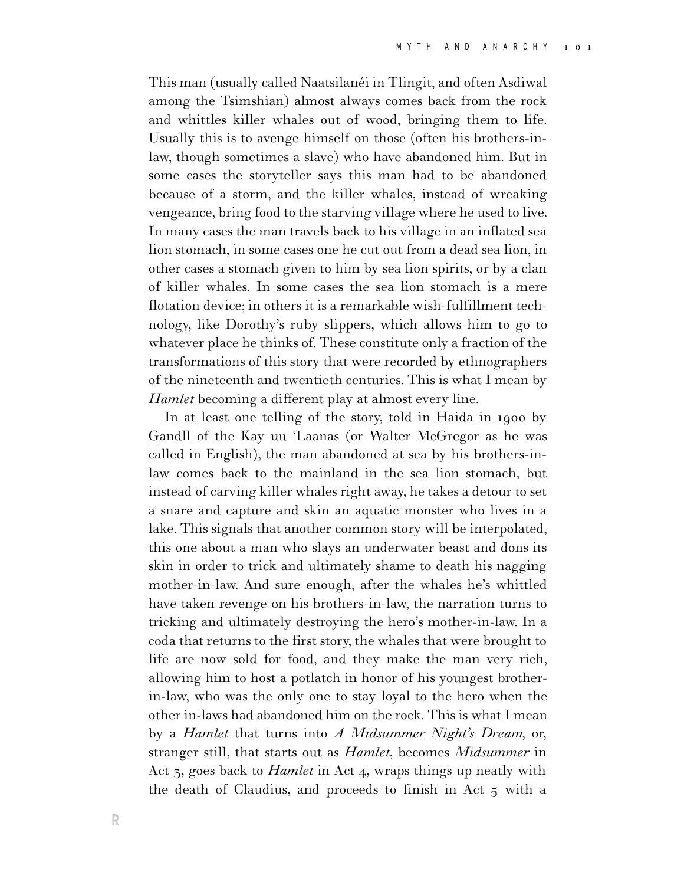This man (usually called Naatsilanéi in Tlingit, and often Asdiwal among the Tsimshian) almost always comes back from the rock and whittles killer whales out of wood, bringing them to life. Usually this is to avenge himself on those (often his brothers-in-law, though sometimes a slave) who have abandoned him. But in some cases the storyteller says this man had to be abandoned because of a storm, and the killer whales, instead of wreaking vengeance, bring food to the starving village where he used to live. In many cases the man travels back to his village in an inflated sea lion stomach, in some cases one he cut out from a dead sea lion, in other cases a stomach given to him by sea lion spirits, or by a clan of killer whales. In some cases the sea lion stomach is a mere flotation device; in others it is a remarkable wish-fulfillment technology, like Dorothy's ruby slippers, which allows him to go to whatever place he thinks of. These constitute only a fraction of the transformations of this story that were recorded by ethnographers of the nineteenth and twentieth centuries. This is what I mean by *Hamlet* becoming a different play at almost every line.

In at least one telling of the story, told in Haida in 1900 by G̱andll of the Ḵay uu 'Laanas (or Walter McGregor as he was called in English), the man abandoned at sea by his brothers-in-law comes back to the mainland in the sea lion stomach, but instead of carving killer whales right away, he takes a detour to set a snare and capture and skin an aquatic monster who lives in a lake. This signals that another common story will be interpolated, this one about a man who slays an underwater beast and dons its skin in order to trick and ultimately shame to death his nagging mother-in-law. And sure enough, after the whales he's whittled have taken revenge on his brothers-in-law, the narration turns to tricking and ultimately destroying the hero's mother-in-law. In a coda that returns to the first story, the whales that were brought to life are now sold for food, and they make the man very rich, allowing him to host a potlatch in honor of his youngest brother-in-law, who was the only one to stay loyal to the hero when the other in-laws had abandoned him on the rock. This is what I mean by a *Hamlet* that turns into *A Midsummer Night's Dream*, or, stranger still, that starts out as *Hamlet*, becomes *Midsummer* in Act 3, goes back to *Hamlet* in Act 4, wraps things up neatly with the death of Claudius, and proceeds to finish in Act 5 with a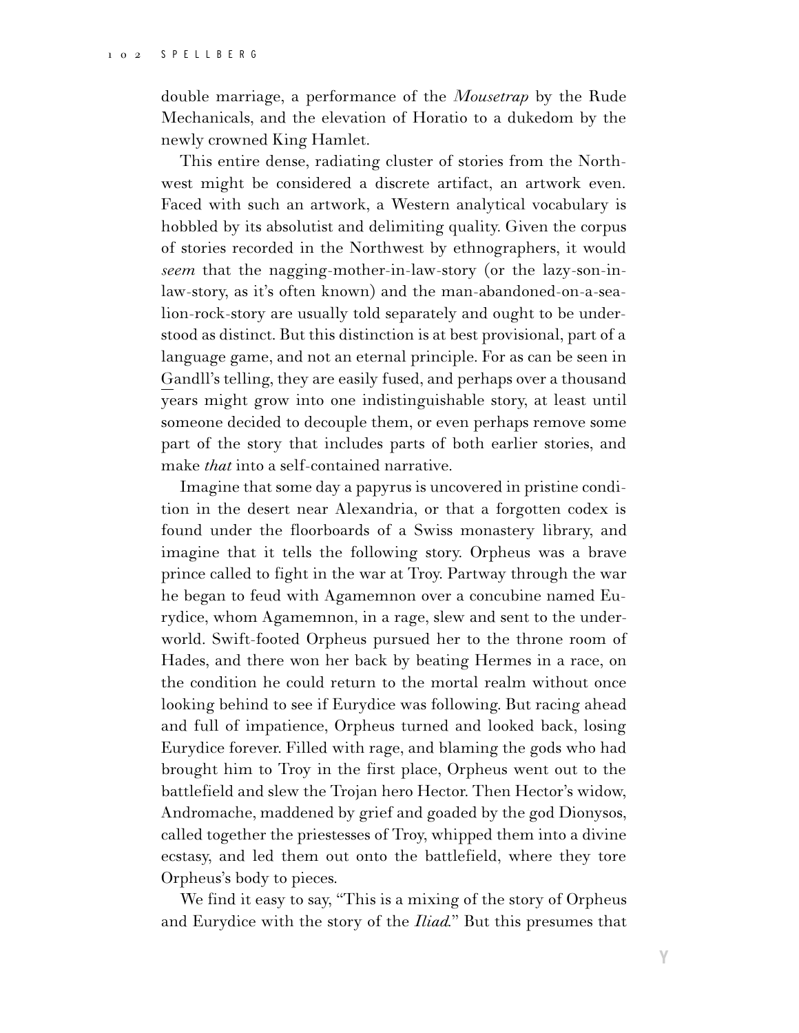double marriage, a performance of the *Mousetrap* by the Rude Mechanicals, and the elevation of Horatio to a dukedom by the newly crowned King Hamlet.

This entire dense, radiating cluster of stories from the Northwest might be considered a discrete artifact, an artwork even. Faced with such an artwork, a Western analytical vocabulary is hobbled by its absolutist and delimiting quality. Given the corpus of stories recorded in the Northwest by ethnographers, it would *seem* that the nagging-mother-in-law-story (or the lazy-son-in-law-story, as it's often known) and the man-abandoned-on-a-sea-lion-rock-story are usually told separately and ought to be understood as distinct. But this distinction is at best provisional, part of a language game, and not an eternal principle. For as can be seen in G̱andll's telling, they are easily fused, and perhaps over a thousand years might grow into one indistinguishable story, at least until someone decided to decouple them, or even perhaps remove some part of the story that includes parts of both earlier stories, and make *that* into a self-contained narrative.

Imagine that some day a papyrus is uncovered in pristine condition in the desert near Alexandria, or that a forgotten codex is found under the floorboards of a Swiss monastery library, and imagine that it tells the following story. Orpheus was a brave prince called to fight in the war at Troy. Partway through the war he began to feud with Agamemnon over a concubine named Eurydice, whom Agamemnon, in a rage, slew and sent to the underworld. Swift-footed Orpheus pursued her to the throne room of Hades, and there won her back by beating Hermes in a race, on the condition he could return to the mortal realm without once looking behind to see if Eurydice was following. But racing ahead and full of impatience, Orpheus turned and looked back, losing Eurydice forever. Filled with rage, and blaming the gods who had brought him to Troy in the first place, Orpheus went out to the battlefield and slew the Trojan hero Hector. Then Hector's widow, Andromache, maddened by grief and goaded by the god Dionysos, called together the priestesses of Troy, whipped them into a divine ecstasy, and led them out onto the battlefield, where they tore Orpheus's body to pieces.

We find it easy to say, "This is a mixing of the story of Orpheus and Eurydice with the story of the *Iliad*." But this presumes that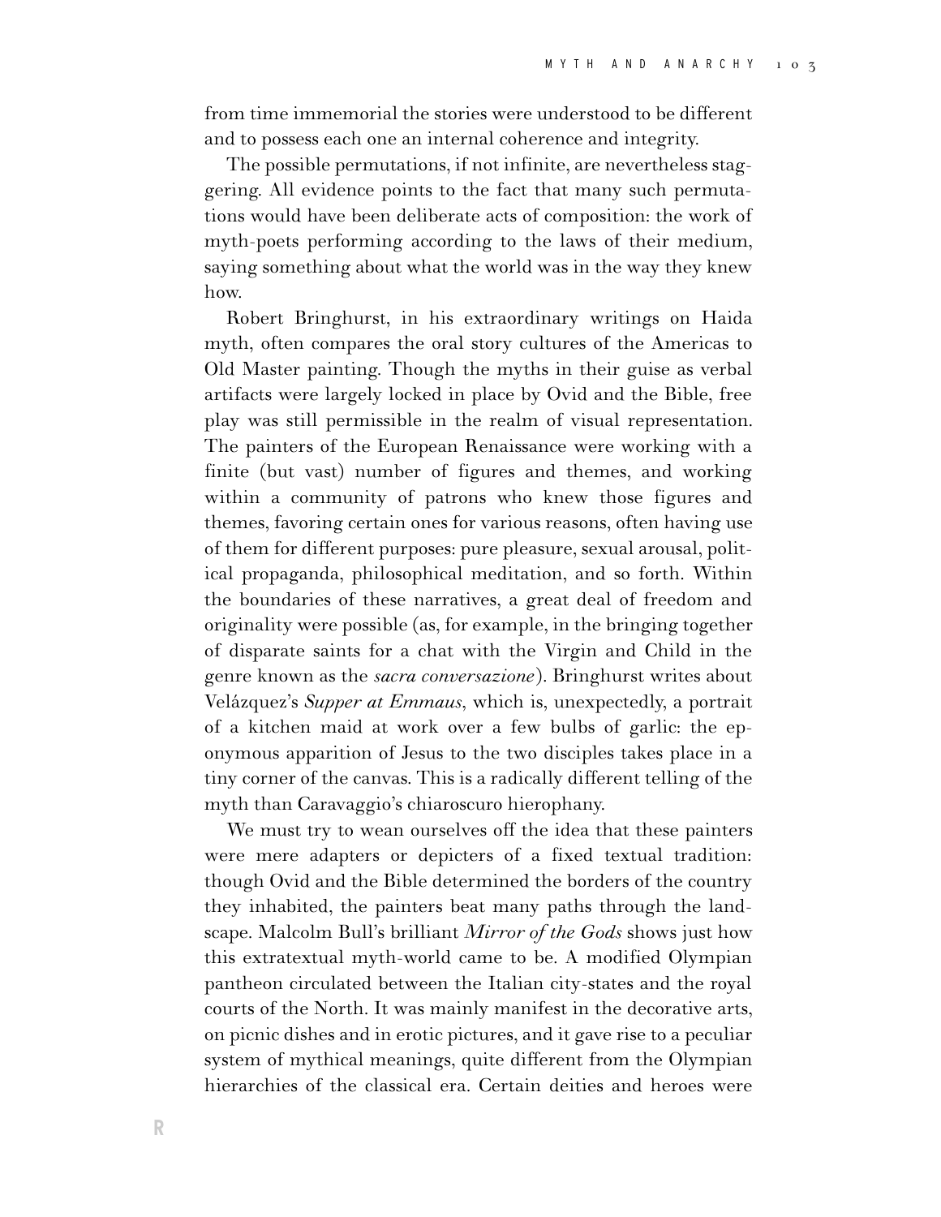from time immemorial the stories were understood to be different and to possess each one an internal coherence and integrity.

The possible permutations, if not infinite, are nevertheless staggering. All evidence points to the fact that many such permutations would have been deliberate acts of composition: the work of myth-poets performing according to the laws of their medium, saying something about what the world was in the way they knew how.

Robert Bringhurst, in his extraordinary writings on Haida myth, often compares the oral story cultures of the Americas to Old Master painting. Though the myths in their guise as verbal artifacts were largely locked in place by Ovid and the Bible, free play was still permissible in the realm of visual representation. The painters of the European Renaissance were working with a finite (but vast) number of figures and themes, and working within a community of patrons who knew those figures and themes, favoring certain ones for various reasons, often having use of them for different purposes: pure pleasure, sexual arousal, political propaganda, philosophical meditation, and so forth. Within the boundaries of these narratives, a great deal of freedom and originality were possible (as, for example, in the bringing together of disparate saints for a chat with the Virgin and Child in the genre known as the *sacra conversazione*). Bringhurst writes about Velázquez's *Supper at Emmaus*, which is, unexpectedly, a portrait of a kitchen maid at work over a few bulbs of garlic: the eponymous apparition of Jesus to the two disciples takes place in a tiny corner of the canvas. This is a radically different telling of the myth than Caravaggio's chiaroscuro hierophany.

We must try to wean ourselves off the idea that these painters were mere adapters or depicters of a fixed textual tradition: though Ovid and the Bible determined the borders of the country they inhabited, the painters beat many paths through the landscape. Malcolm Bull's brilliant *Mirror of the Gods* shows just how this extratextual myth-world came to be. A modified Olympian pantheon circulated between the Italian city-states and the royal courts of the North. It was mainly manifest in the decorative arts, on picnic dishes and in erotic pictures, and it gave rise to a peculiar system of mythical meanings, quite different from the Olympian hierarchies of the classical era. Certain deities and heroes were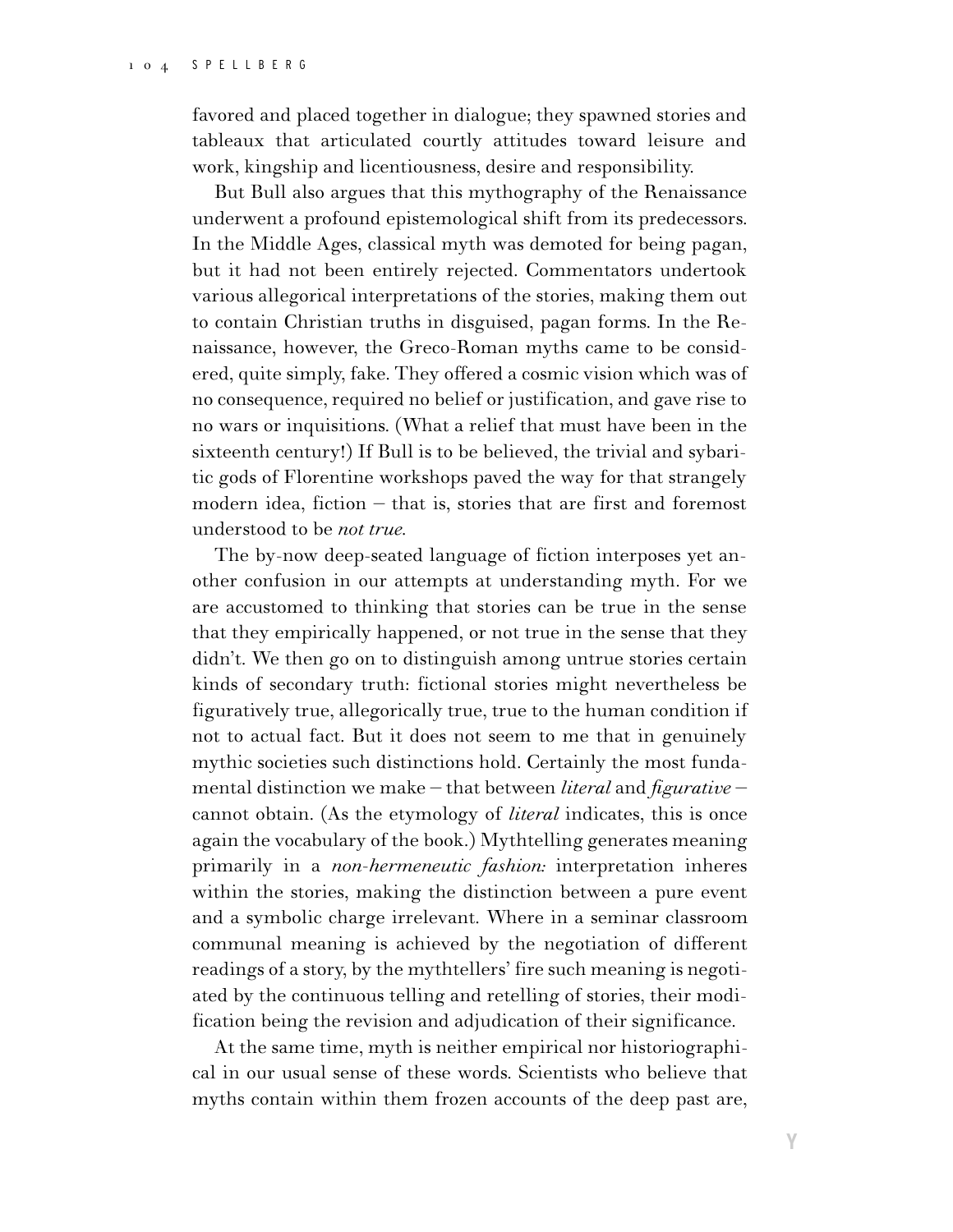favored and placed together in dialogue; they spawned stories and tableaux that articulated courtly attitudes toward leisure and work, kingship and licentiousness, desire and responsibility.

But Bull also argues that this mythography of the Renaissance underwent a profound epistemological shift from its predecessors. In the Middle Ages, classical myth was demoted for being pagan, but it had not been entirely rejected. Commentators undertook various allegorical interpretations of the stories, making them out to contain Christian truths in disguised, pagan forms. In the Renaissance, however, the Greco-Roman myths came to be considered, quite simply, fake. They offered a cosmic vision which was of no consequence, required no belief or justification, and gave rise to no wars or inquisitions. (What a relief that must have been in the sixteenth century!) If Bull is to be believed, the trivial and sybaritic gods of Florentine workshops paved the way for that strangely modern idea, fiction – that is, stories that are first and foremost understood to be *not true*.

The by-now deep-seated language of fiction interposes yet another confusion in our attempts at understanding myth. For we are accustomed to thinking that stories can be true in the sense that they empirically happened, or not true in the sense that they didn't. We then go on to distinguish among untrue stories certain kinds of secondary truth: fictional stories might nevertheless be figuratively true, allegorically true, true to the human condition if not to actual fact. But it does not seem to me that in genuinely mythic societies such distinctions hold. Certainly the most fundamental distinction we make – that between *literal* and *figurative* – cannot obtain. (As the etymology of *literal* indicates, this is once again the vocabulary of the book.) Mythtelling generates meaning primarily in a *non-hermeneutic fashion:* interpretation inheres within the stories, making the distinction between a pure event and a symbolic charge irrelevant. Where in a seminar classroom communal meaning is achieved by the negotiation of different readings of a story, by the mythtellers' fire such meaning is negotiated by the continuous telling and retelling of stories, their modification being the revision and adjudication of their significance.

At the same time, myth is neither empirical nor historiographical in our usual sense of these words. Scientists who believe that myths contain within them frozen accounts of the deep past are,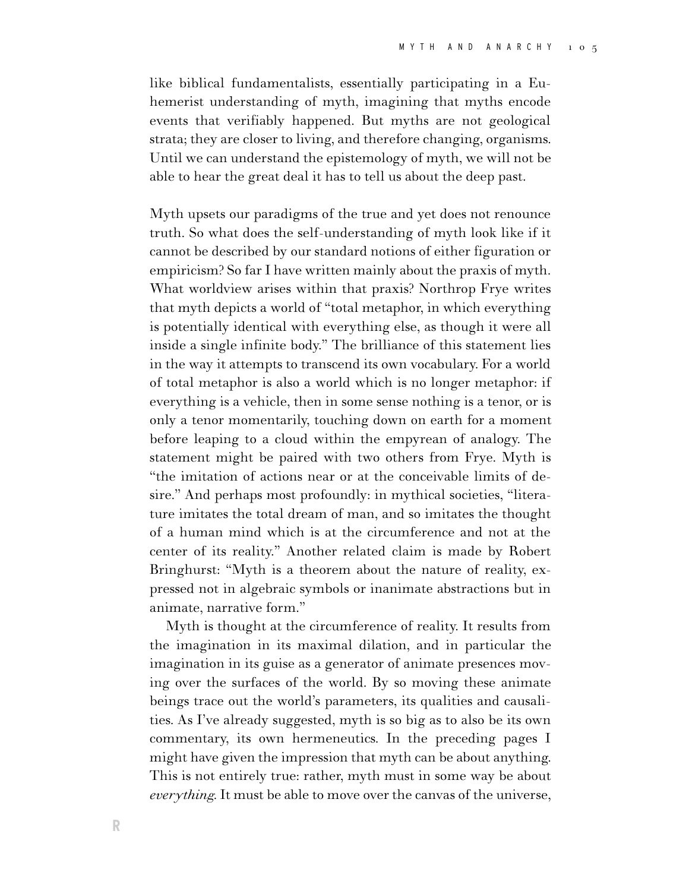like biblical fundamentalists, essentially participating in a Euhemerist understanding of myth, imagining that myths encode events that verifiably happened. But myths are not geological strata; they are closer to living, and therefore changing, organisms. Until we can understand the epistemology of myth, we will not be able to hear the great deal it has to tell us about the deep past.

Myth upsets our paradigms of the true and yet does not renounce truth. So what does the self-understanding of myth look like if it cannot be described by our standard notions of either figuration or empiricism? So far I have written mainly about the praxis of myth. What worldview arises within that praxis? Northrop Frye writes that myth depicts a world of "total metaphor, in which everything is potentially identical with everything else, as though it were all inside a single infinite body." The brilliance of this statement lies in the way it attempts to transcend its own vocabulary. For a world of total metaphor is also a world which is no longer metaphor: if everything is a vehicle, then in some sense nothing is a tenor, or is only a tenor momentarily, touching down on earth for a moment before leaping to a cloud within the empyrean of analogy. The statement might be paired with two others from Frye. Myth is "the imitation of actions near or at the conceivable limits of desire." And perhaps most profoundly: in mythical societies, "literature imitates the total dream of man, and so imitates the thought of a human mind which is at the circumference and not at the center of its reality." Another related claim is made by Robert Bringhurst: "Myth is a theorem about the nature of reality, expressed not in algebraic symbols or inanimate abstractions but in animate, narrative form."

Myth is thought at the circumference of reality. It results from the imagination in its maximal dilation, and in particular the imagination in its guise as a generator of animate presences moving over the surfaces of the world. By so moving these animate beings trace out the world's parameters, its qualities and causalities. As I've already suggested, myth is so big as to also be its own commentary, its own hermeneutics. In the preceding pages I might have given the impression that myth can be about anything. This is not entirely true: rather, myth must in some way be about *everything*. It must be able to move over the canvas of the universe,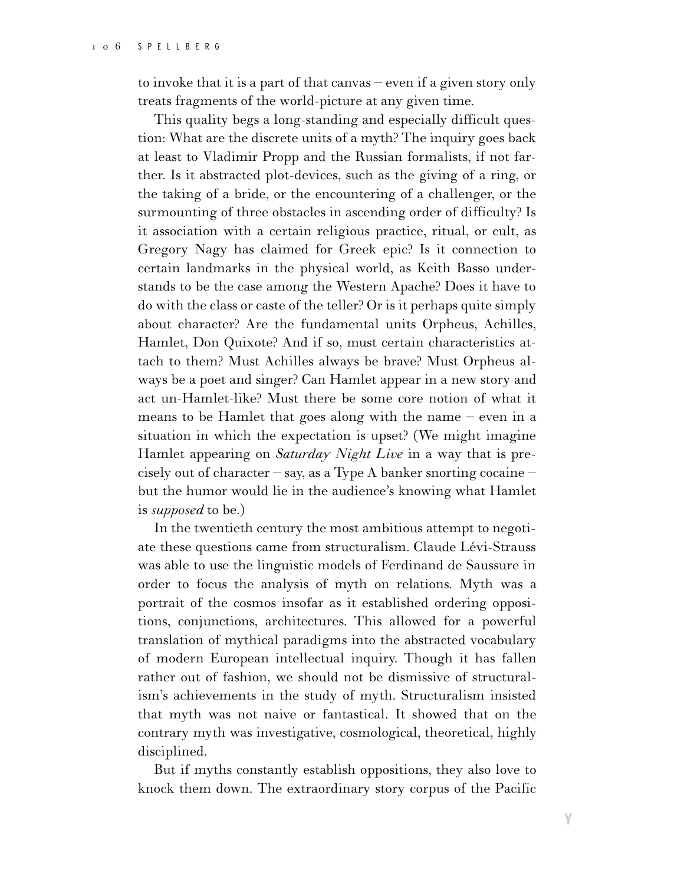to invoke that it is a part of that canvas – even if a given story only treats fragments of the world-picture at any given time.

This quality begs a long-standing and especially difficult question: What are the discrete units of a myth? The inquiry goes back at least to Vladimir Propp and the Russian formalists, if not farther. Is it abstracted plot-devices, such as the giving of a ring, or the taking of a bride, or the encountering of a challenger, or the surmounting of three obstacles in ascending order of difficulty? Is it association with a certain religious practice, ritual, or cult, as Gregory Nagy has claimed for Greek epic? Is it connection to certain landmarks in the physical world, as Keith Basso understands to be the case among the Western Apache? Does it have to do with the class or caste of the teller? Or is it perhaps quite simply about character? Are the fundamental units Orpheus, Achilles, Hamlet, Don Quixote? And if so, must certain characteristics attach to them? Must Achilles always be brave? Must Orpheus always be a poet and singer? Can Hamlet appear in a new story and act un-Hamlet-like? Must there be some core notion of what it means to be Hamlet that goes along with the name – even in a situation in which the expectation is upset? (We might imagine Hamlet appearing on *Saturday Night Live* in a way that is precisely out of character – say, as a Type A banker snorting cocaine – but the humor would lie in the audience's knowing what Hamlet is *supposed* to be.)

In the twentieth century the most ambitious attempt to negotiate these questions came from structuralism. Claude Lévi-Strauss was able to use the linguistic models of Ferdinand de Saussure in order to focus the analysis of myth on relations. Myth was a portrait of the cosmos insofar as it established ordering oppositions, conjunctions, architectures. This allowed for a powerful translation of mythical paradigms into the abstracted vocabulary of modern European intellectual inquiry. Though it has fallen rather out of fashion, we should not be dismissive of structuralism's achievements in the study of myth. Structuralism insisted that myth was not naive or fantastical. It showed that on the contrary myth was investigative, cosmological, theoretical, highly disciplined.

But if myths constantly establish oppositions, they also love to knock them down. The extraordinary story corpus of the Pacific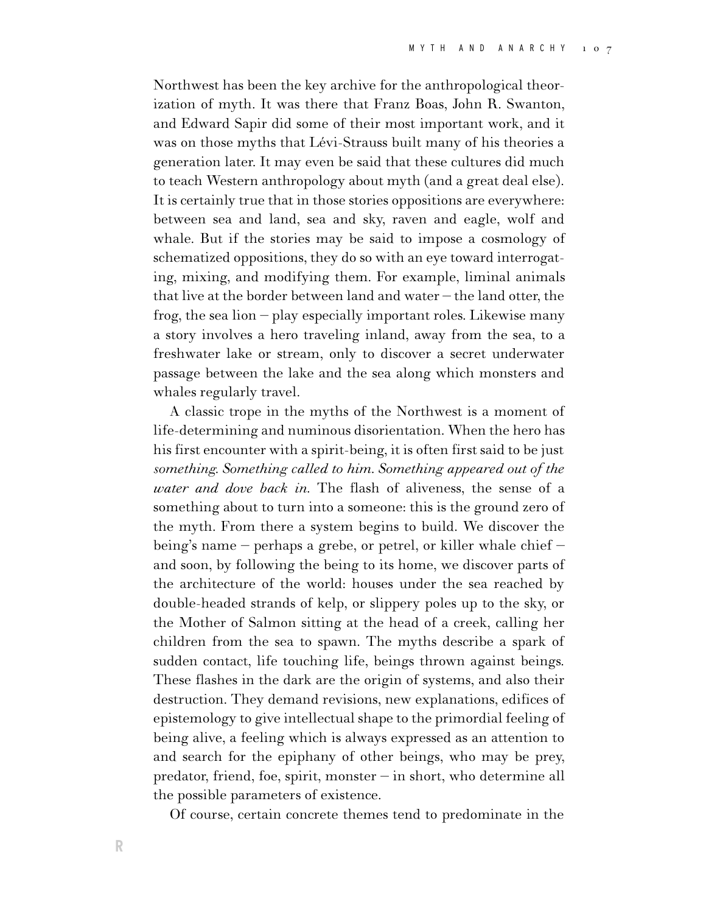Northwest has been the key archive for the anthropological theorization of myth. It was there that Franz Boas, John R. Swanton, and Edward Sapir did some of their most important work, and it was on those myths that Lévi-Strauss built many of his theories a generation later. It may even be said that these cultures did much to teach Western anthropology about myth (and a great deal else). It is certainly true that in those stories oppositions are everywhere: between sea and land, sea and sky, raven and eagle, wolf and whale. But if the stories may be said to impose a cosmology of schematized oppositions, they do so with an eye toward interrogating, mixing, and modifying them. For example, liminal animals that live at the border between land and water – the land otter, the frog, the sea lion – play especially important roles. Likewise many a story involves a hero traveling inland, away from the sea, to a freshwater lake or stream, only to discover a secret underwater passage between the lake and the sea along which monsters and whales regularly travel.

A classic trope in the myths of the Northwest is a moment of life-determining and numinous disorientation. When the hero has his first encounter with a spirit-being, it is often first said to be just *something. Something called to him. Something appeared out of the water and dove back in.* The flash of aliveness, the sense of a something about to turn into a someone: this is the ground zero of the myth. From there a system begins to build. We discover the being's name – perhaps a grebe, or petrel, or killer whale chief – and soon, by following the being to its home, we discover parts of the architecture of the world: houses under the sea reached by double-headed strands of kelp, or slippery poles up to the sky, or the Mother of Salmon sitting at the head of a creek, calling her children from the sea to spawn. The myths describe a spark of sudden contact, life touching life, beings thrown against beings. These flashes in the dark are the origin of systems, and also their destruction. They demand revisions, new explanations, edifices of epistemology to give intellectual shape to the primordial feeling of being alive, a feeling which is always expressed as an attention to and search for the epiphany of other beings, who may be prey, predator, friend, foe, spirit, monster – in short, who determine all the possible parameters of existence.

Of course, certain concrete themes tend to predominate in the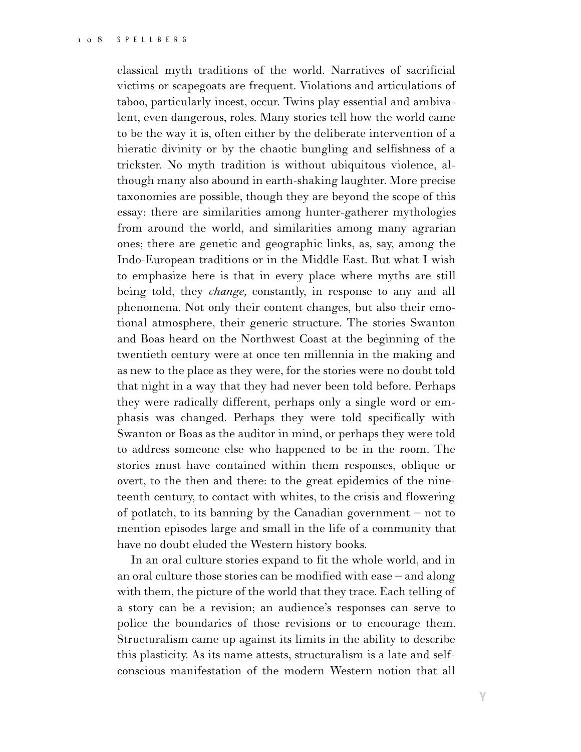classical myth traditions of the world. Narratives of sacrificial victims or scapegoats are frequent. Violations and articulations of taboo, particularly incest, occur. Twins play essential and ambivalent, even dangerous, roles. Many stories tell how the world came to be the way it is, often either by the deliberate intervention of a hieratic divinity or by the chaotic bungling and selfishness of a trickster. No myth tradition is without ubiquitous violence, although many also abound in earth-shaking laughter. More precise taxonomies are possible, though they are beyond the scope of this essay: there are similarities among hunter-gatherer mythologies from around the world, and similarities among many agrarian ones; there are genetic and geographic links, as, say, among the Indo-European traditions or in the Middle East. But what I wish to emphasize here is that in every place where myths are still being told, they *change*, constantly, in response to any and all phenomena. Not only their content changes, but also their emotional atmosphere, their generic structure. The stories Swanton and Boas heard on the Northwest Coast at the beginning of the twentieth century were at once ten millennia in the making and as new to the place as they were, for the stories were no doubt told that night in a way that they had never been told before. Perhaps they were radically different, perhaps only a single word or emphasis was changed. Perhaps they were told specifically with Swanton or Boas as the auditor in mind, or perhaps they were told to address someone else who happened to be in the room. The stories must have contained within them responses, oblique or overt, to the then and there: to the great epidemics of the nineteenth century, to contact with whites, to the crisis and flowering of potlatch, to its banning by the Canadian government – not to mention episodes large and small in the life of a community that have no doubt eluded the Western history books.

In an oral culture stories expand to fit the whole world, and in an oral culture those stories can be modified with ease – and along with them, the picture of the world that they trace. Each telling of a story can be a revision; an audience's responses can serve to police the boundaries of those revisions or to encourage them. Structuralism came up against its limits in the ability to describe this plasticity. As its name attests, structuralism is a late and self-conscious manifestation of the modern Western notion that all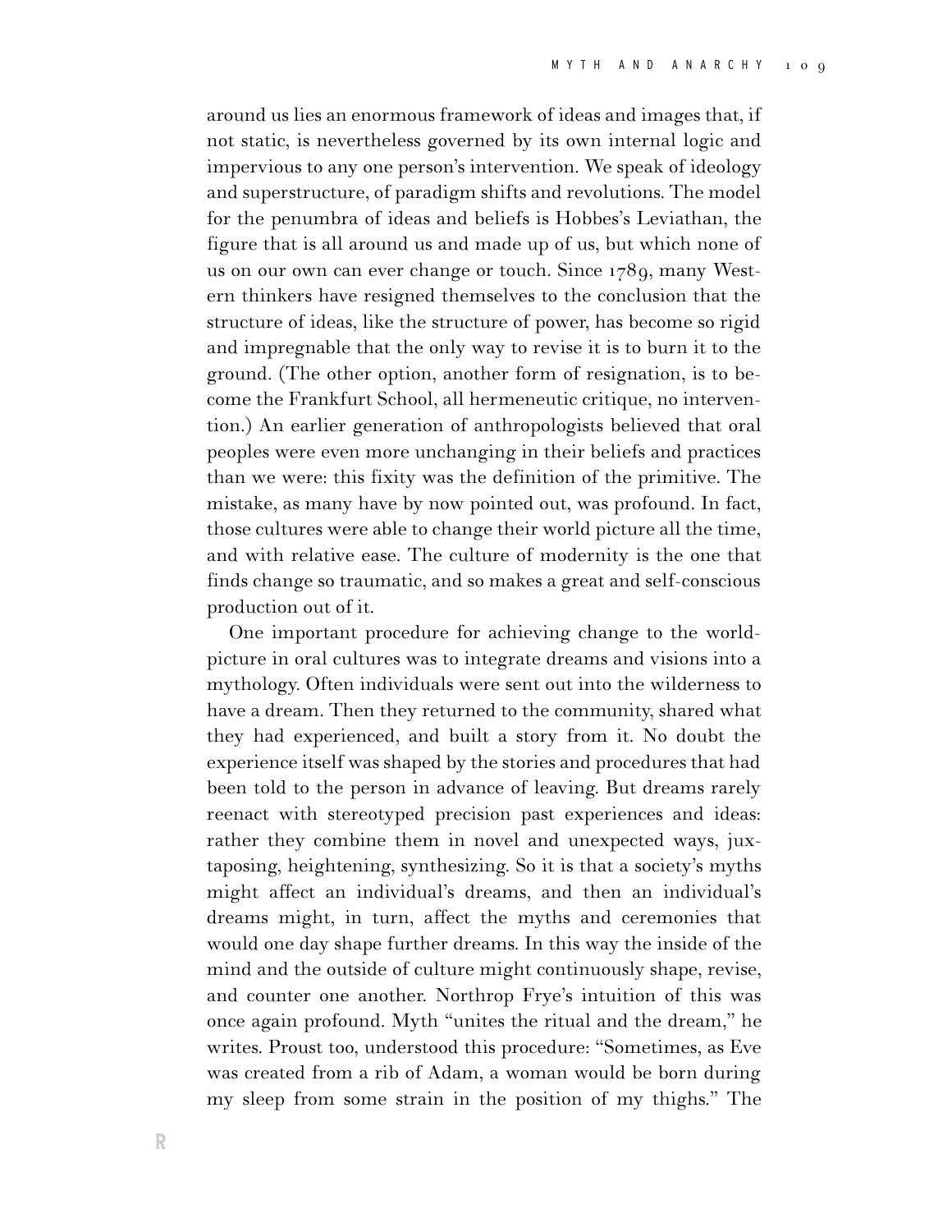around us lies an enormous framework of ideas and images that, if not static, is nevertheless governed by its own internal logic and impervious to any one person's intervention. We speak of ideology and superstructure, of paradigm shifts and revolutions. The model for the penumbra of ideas and beliefs is Hobbes's Leviathan, the figure that is all around us and made up of us, but which none of us on our own can ever change or touch. Since 1789, many Western thinkers have resigned themselves to the conclusion that the structure of ideas, like the structure of power, has become so rigid and impregnable that the only way to revise it is to burn it to the ground. (The other option, another form of resignation, is to become the Frankfurt School, all hermeneutic critique, no intervention.) An earlier generation of anthropologists believed that oral peoples were even more unchanging in their beliefs and practices than we were: this fixity was the definition of the primitive. The mistake, as many have by now pointed out, was profound. In fact, those cultures were able to change their world picture all the time, and with relative ease. The culture of modernity is the one that finds change so traumatic, and so makes a great and self-conscious production out of it.

One important procedure for achieving change to the world-picture in oral cultures was to integrate dreams and visions into a mythology. Often individuals were sent out into the wilderness to have a dream. Then they returned to the community, shared what they had experienced, and built a story from it. No doubt the experience itself was shaped by the stories and procedures that had been told to the person in advance of leaving. But dreams rarely reenact with stereotyped precision past experiences and ideas: rather they combine them in novel and unexpected ways, juxtaposing, heightening, synthesizing. So it is that a society's myths might affect an individual's dreams, and then an individual's dreams might, in turn, affect the myths and ceremonies that would one day shape further dreams. In this way the inside of the mind and the outside of culture might continuously shape, revise, and counter one another. Northrop Frye's intuition of this was once again profound. Myth "unites the ritual and the dream," he writes. Proust too, understood this procedure: "Sometimes, as Eve was created from a rib of Adam, a woman would be born during my sleep from some strain in the position of my thighs." The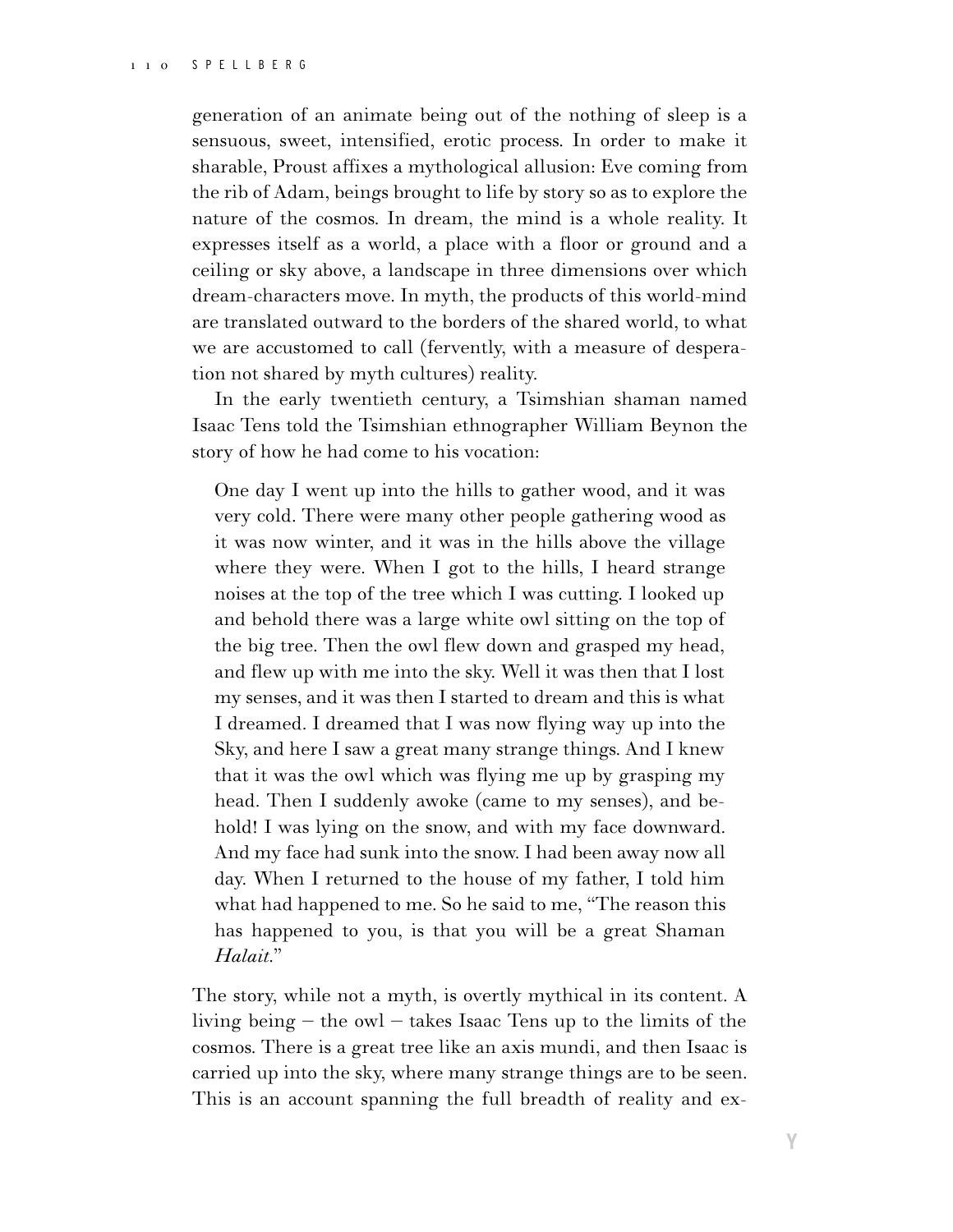generation of an animate being out of the nothing of sleep is a sensuous, sweet, intensified, erotic process. In order to make it sharable, Proust affixes a mythological allusion: Eve coming from the rib of Adam, beings brought to life by story so as to explore the nature of the cosmos. In dream, the mind is a whole reality. It expresses itself as a world, a place with a floor or ground and a ceiling or sky above, a landscape in three dimensions over which dream-characters move. In myth, the products of this world-mind are translated outward to the borders of the shared world, to what we are accustomed to call (fervently, with a measure of desperation not shared by myth cultures) reality.

In the early twentieth century, a Tsimshian shaman named Isaac Tens told the Tsimshian ethnographer William Beynon the story of how he had come to his vocation:

> One day I went up into the hills to gather wood, and it was very cold. There were many other people gathering wood as it was now winter, and it was in the hills above the village where they were. When I got to the hills, I heard strange noises at the top of the tree which I was cutting. I looked up and behold there was a large white owl sitting on the top of the big tree. Then the owl flew down and grasped my head, and flew up with me into the sky. Well it was then that I lost my senses, and it was then I started to dream and this is what I dreamed. I dreamed that I was now flying way up into the Sky, and here I saw a great many strange things. And I knew that it was the owl which was flying me up by grasping my head. Then I suddenly awoke (came to my senses), and behold! I was lying on the snow, and with my face downward. And my face had sunk into the snow. I had been away now all day. When I returned to the house of my father, I told him what had happened to me. So he said to me, "The reason this has happened to you, is that you will be a great Shaman *Halait*."

The story, while not a myth, is overtly mythical in its content. A living being – the owl – takes Isaac Tens up to the limits of the cosmos. There is a great tree like an axis mundi, and then Isaac is carried up into the sky, where many strange things are to be seen. This is an account spanning the full breadth of reality and ex-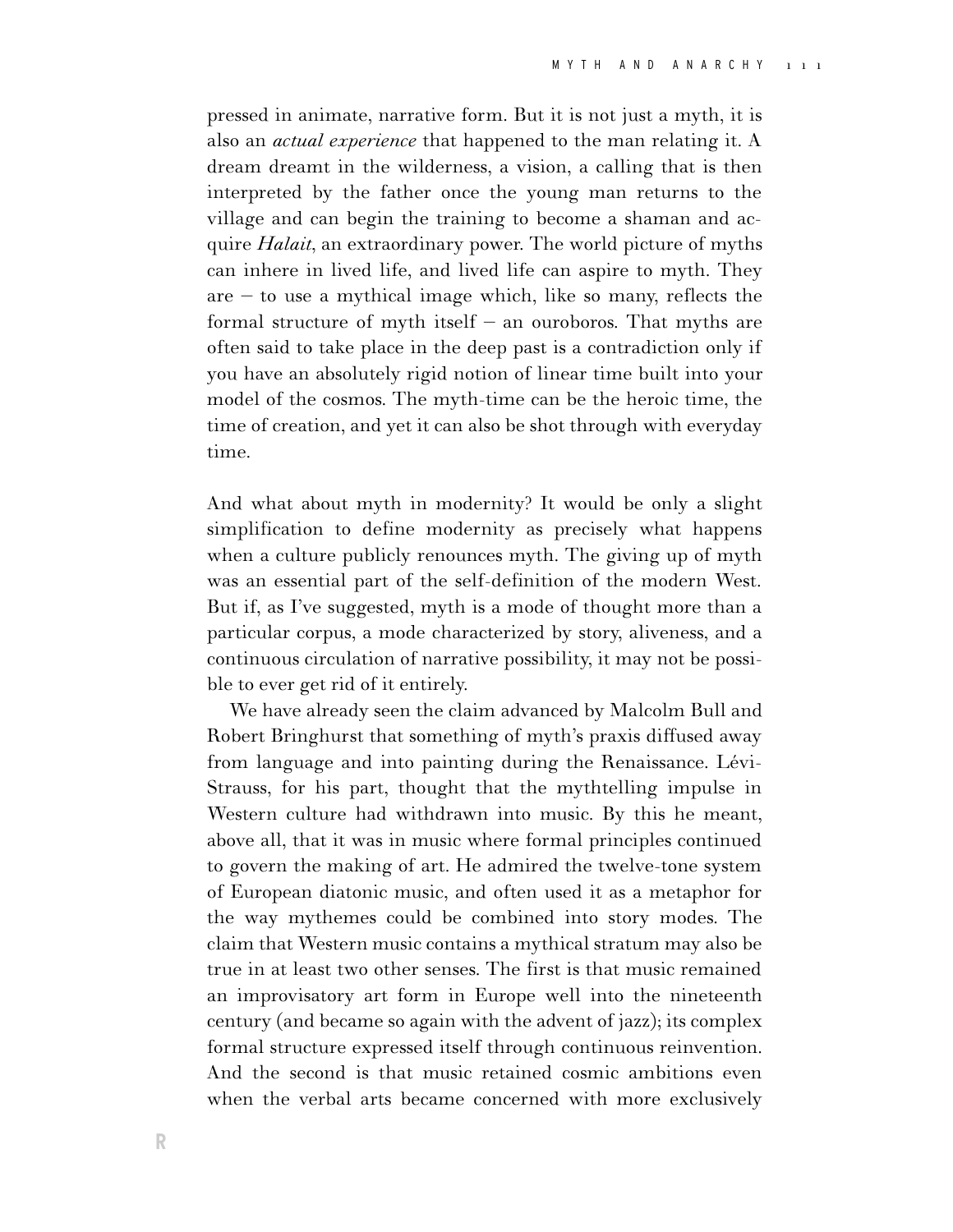pressed in animate, narrative form. But it is not just a myth, it is also an *actual experience* that happened to the man relating it. A dream dreamt in the wilderness, a vision, a calling that is then interpreted by the father once the young man returns to the village and can begin the training to become a shaman and acquire *Halait*, an extraordinary power. The world picture of myths can inhere in lived life, and lived life can aspire to myth. They are – to use a mythical image which, like so many, reflects the formal structure of myth itself – an ouroboros. That myths are often said to take place in the deep past is a contradiction only if you have an absolutely rigid notion of linear time built into your model of the cosmos. The myth-time can be the heroic time, the time of creation, and yet it can also be shot through with everyday time.

And what about myth in modernity? It would be only a slight simplification to define modernity as precisely what happens when a culture publicly renounces myth. The giving up of myth was an essential part of the self-definition of the modern West. But if, as I've suggested, myth is a mode of thought more than a particular corpus, a mode characterized by story, aliveness, and a continuous circulation of narrative possibility, it may not be possible to ever get rid of it entirely.

We have already seen the claim advanced by Malcolm Bull and Robert Bringhurst that something of myth's praxis diffused away from language and into painting during the Renaissance. Lévi-Strauss, for his part, thought that the mythtelling impulse in Western culture had withdrawn into music. By this he meant, above all, that it was in music where formal principles continued to govern the making of art. He admired the twelve-tone system of European diatonic music, and often used it as a metaphor for the way mythemes could be combined into story modes. The claim that Western music contains a mythical stratum may also be true in at least two other senses. The first is that music remained an improvisatory art form in Europe well into the nineteenth century (and became so again with the advent of jazz); its complex formal structure expressed itself through continuous reinvention. And the second is that music retained cosmic ambitions even when the verbal arts became concerned with more exclusively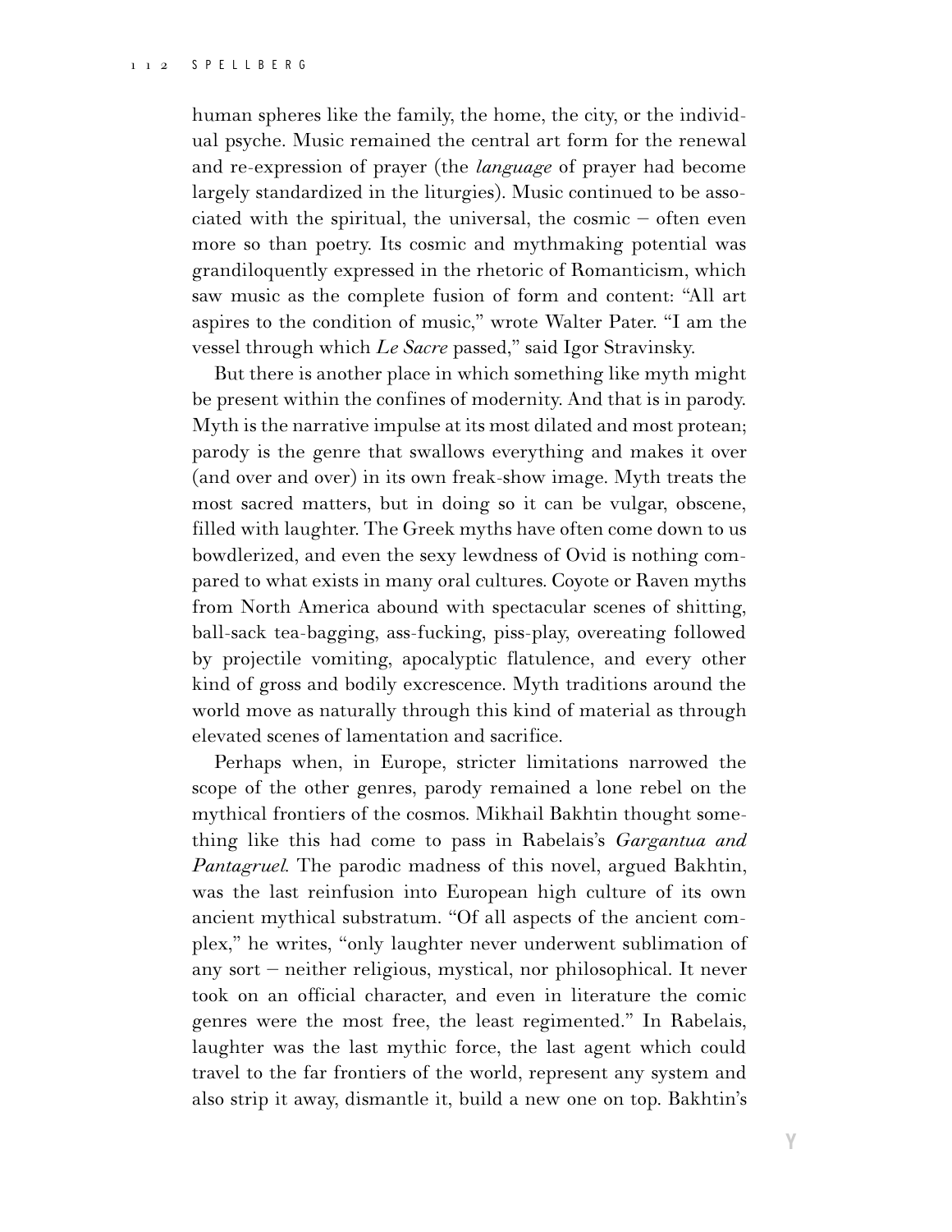human spheres like the family, the home, the city, or the individual psyche. Music remained the central art form for the renewal and re-expression of prayer (the *language* of prayer had become largely standardized in the liturgies). Music continued to be associated with the spiritual, the universal, the cosmic – often even more so than poetry. Its cosmic and mythmaking potential was grandiloquently expressed in the rhetoric of Romanticism, which saw music as the complete fusion of form and content: "All art aspires to the condition of music," wrote Walter Pater. "I am the vessel through which *Le Sacre* passed," said Igor Stravinsky.

But there is another place in which something like myth might be present within the confines of modernity. And that is in parody. Myth is the narrative impulse at its most dilated and most protean; parody is the genre that swallows everything and makes it over (and over and over) in its own freak-show image. Myth treats the most sacred matters, but in doing so it can be vulgar, obscene, filled with laughter. The Greek myths have often come down to us bowdlerized, and even the sexy lewdness of Ovid is nothing compared to what exists in many oral cultures. Coyote or Raven myths from North America abound with spectacular scenes of shitting, ball-sack tea-bagging, ass-fucking, piss-play, overeating followed by projectile vomiting, apocalyptic flatulence, and every other kind of gross and bodily excrescence. Myth traditions around the world move as naturally through this kind of material as through elevated scenes of lamentation and sacrifice.

Perhaps when, in Europe, stricter limitations narrowed the scope of the other genres, parody remained a lone rebel on the mythical frontiers of the cosmos. Mikhail Bakhtin thought something like this had come to pass in Rabelais's *Gargantua and Pantagruel*. The parodic madness of this novel, argued Bakhtin, was the last reinfusion into European high culture of its own ancient mythical substratum. "Of all aspects of the ancient complex," he writes, "only laughter never underwent sublimation of any sort – neither religious, mystical, nor philosophical. It never took on an official character, and even in literature the comic genres were the most free, the least regimented." In Rabelais, laughter was the last mythic force, the last agent which could travel to the far frontiers of the world, represent any system and also strip it away, dismantle it, build a new one on top. Bakhtin's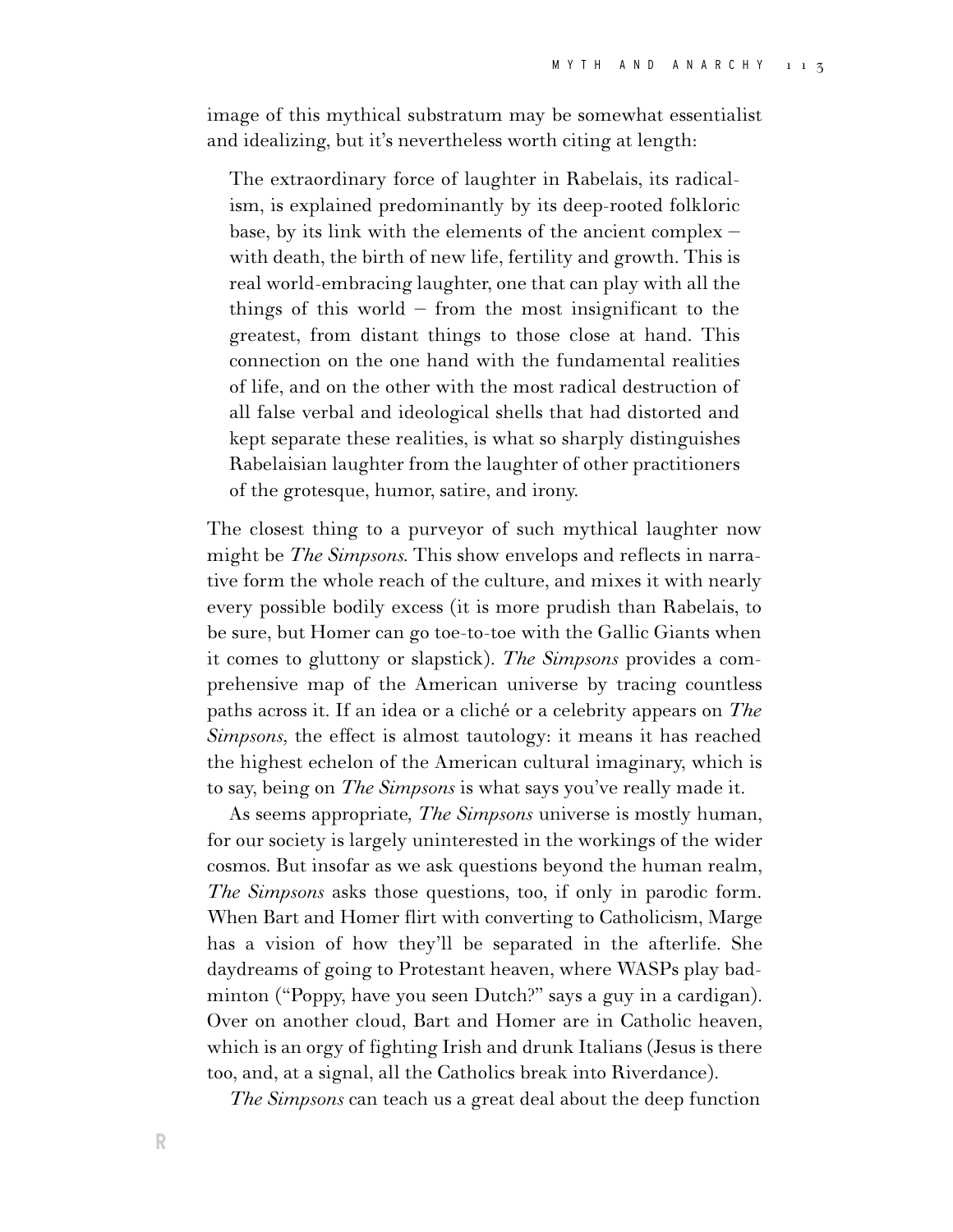image of this mythical substratum may be somewhat essentialist and idealizing, but it's nevertheless worth citing at length:

> The extraordinary force of laughter in Rabelais, its radicalism, is explained predominantly by its deep-rooted folkloric base, by its link with the elements of the ancient complex – with death, the birth of new life, fertility and growth. This is real world-embracing laughter, one that can play with all the things of this world – from the most insignificant to the greatest, from distant things to those close at hand. This connection on the one hand with the fundamental realities of life, and on the other with the most radical destruction of all false verbal and ideological shells that had distorted and kept separate these realities, is what so sharply distinguishes Rabelaisian laughter from the laughter of other practitioners of the grotesque, humor, satire, and irony.

The closest thing to a purveyor of such mythical laughter now might be *The Simpsons*. This show envelops and reflects in narrative form the whole reach of the culture, and mixes it with nearly every possible bodily excess (it is more prudish than Rabelais, to be sure, but Homer can go toe-to-toe with the Gallic Giants when it comes to gluttony or slapstick). *The Simpsons* provides a comprehensive map of the American universe by tracing countless paths across it. If an idea or a cliché or a celebrity appears on *The Simpsons*, the effect is almost tautology: it means it has reached the highest echelon of the American cultural imaginary, which is to say, being on *The Simpsons* is what says you've really made it.

As seems appropriate, *The Simpsons* universe is mostly human, for our society is largely uninterested in the workings of the wider cosmos. But insofar as we ask questions beyond the human realm, *The Simpsons* asks those questions, too, if only in parodic form. When Bart and Homer flirt with converting to Catholicism, Marge has a vision of how they'll be separated in the afterlife. She daydreams of going to Protestant heaven, where WASPs play badminton ("Poppy, have you seen Dutch?" says a guy in a cardigan). Over on another cloud, Bart and Homer are in Catholic heaven, which is an orgy of fighting Irish and drunk Italians (Jesus is there too, and, at a signal, all the Catholics break into Riverdance).

*The Simpsons* can teach us a great deal about the deep function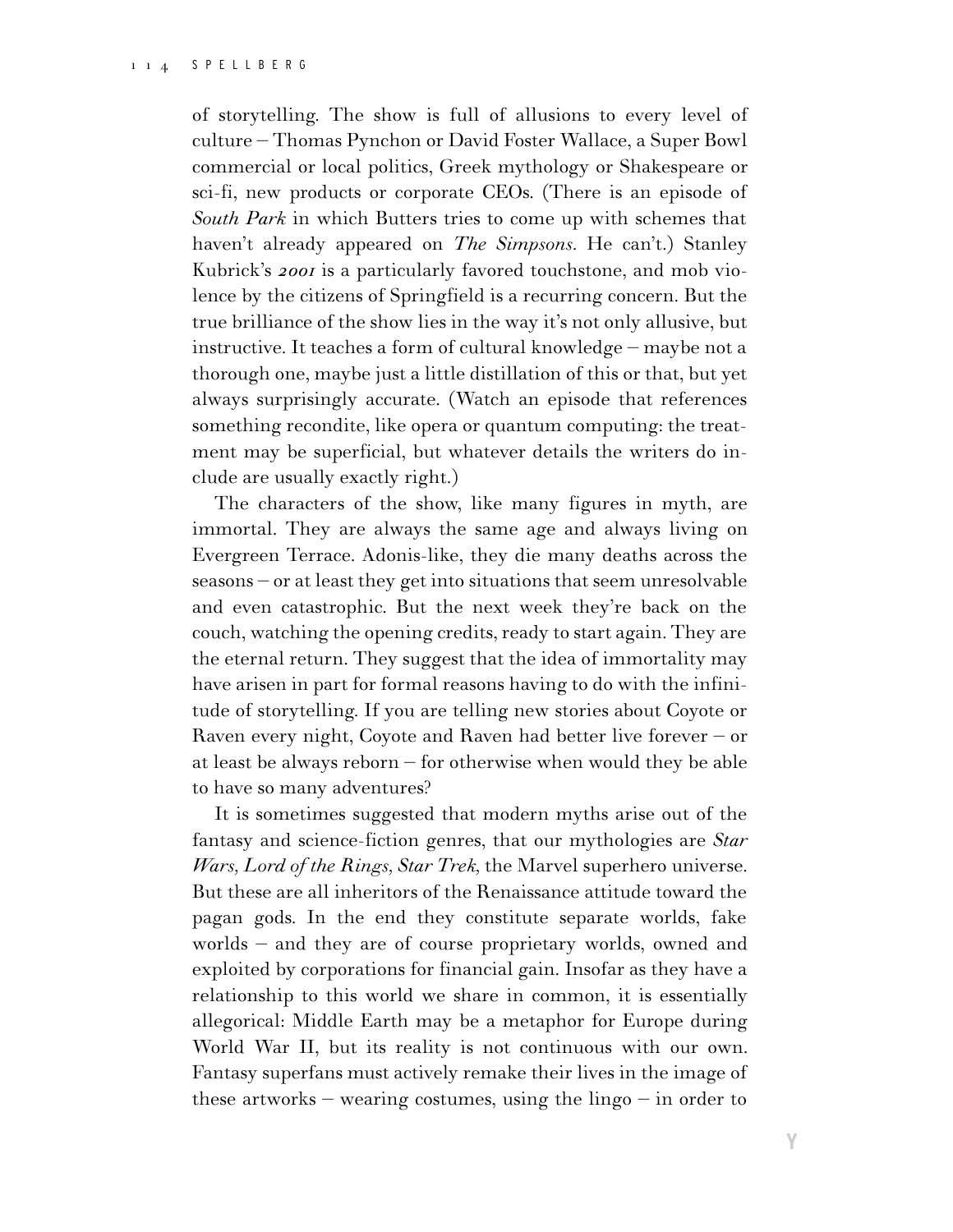of storytelling. The show is full of allusions to every level of culture – Thomas Pynchon or David Foster Wallace, a Super Bowl commercial or local politics, Greek mythology or Shakespeare or sci-fi, new products or corporate CEOs. (There is an episode of *South Park* in which Butters tries to come up with schemes that haven't already appeared on *The Simpsons*. He can't.) Stanley Kubrick's *2001* is a particularly favored touchstone, and mob violence by the citizens of Springfield is a recurring concern. But the true brilliance of the show lies in the way it's not only allusive, but instructive. It teaches a form of cultural knowledge – maybe not a thorough one, maybe just a little distillation of this or that, but yet always surprisingly accurate. (Watch an episode that references something recondite, like opera or quantum computing: the treatment may be superficial, but whatever details the writers do include are usually exactly right.)

The characters of the show, like many figures in myth, are immortal. They are always the same age and always living on Evergreen Terrace. Adonis-like, they die many deaths across the seasons – or at least they get into situations that seem unresolvable and even catastrophic. But the next week they're back on the couch, watching the opening credits, ready to start again. They are the eternal return. They suggest that the idea of immortality may have arisen in part for formal reasons having to do with the infinitude of storytelling. If you are telling new stories about Coyote or Raven every night, Coyote and Raven had better live forever – or at least be always reborn – for otherwise when would they be able to have so many adventures?

It is sometimes suggested that modern myths arise out of the fantasy and science-fiction genres, that our mythologies are *Star Wars*, *Lord of the Rings*, *Star Trek*, the Marvel superhero universe. But these are all inheritors of the Renaissance attitude toward the pagan gods. In the end they constitute separate worlds, fake worlds – and they are of course proprietary worlds, owned and exploited by corporations for financial gain. Insofar as they have a relationship to this world we share in common, it is essentially allegorical: Middle Earth may be a metaphor for Europe during World War II, but its reality is not continuous with our own. Fantasy superfans must actively remake their lives in the image of these artworks – wearing costumes, using the lingo – in order to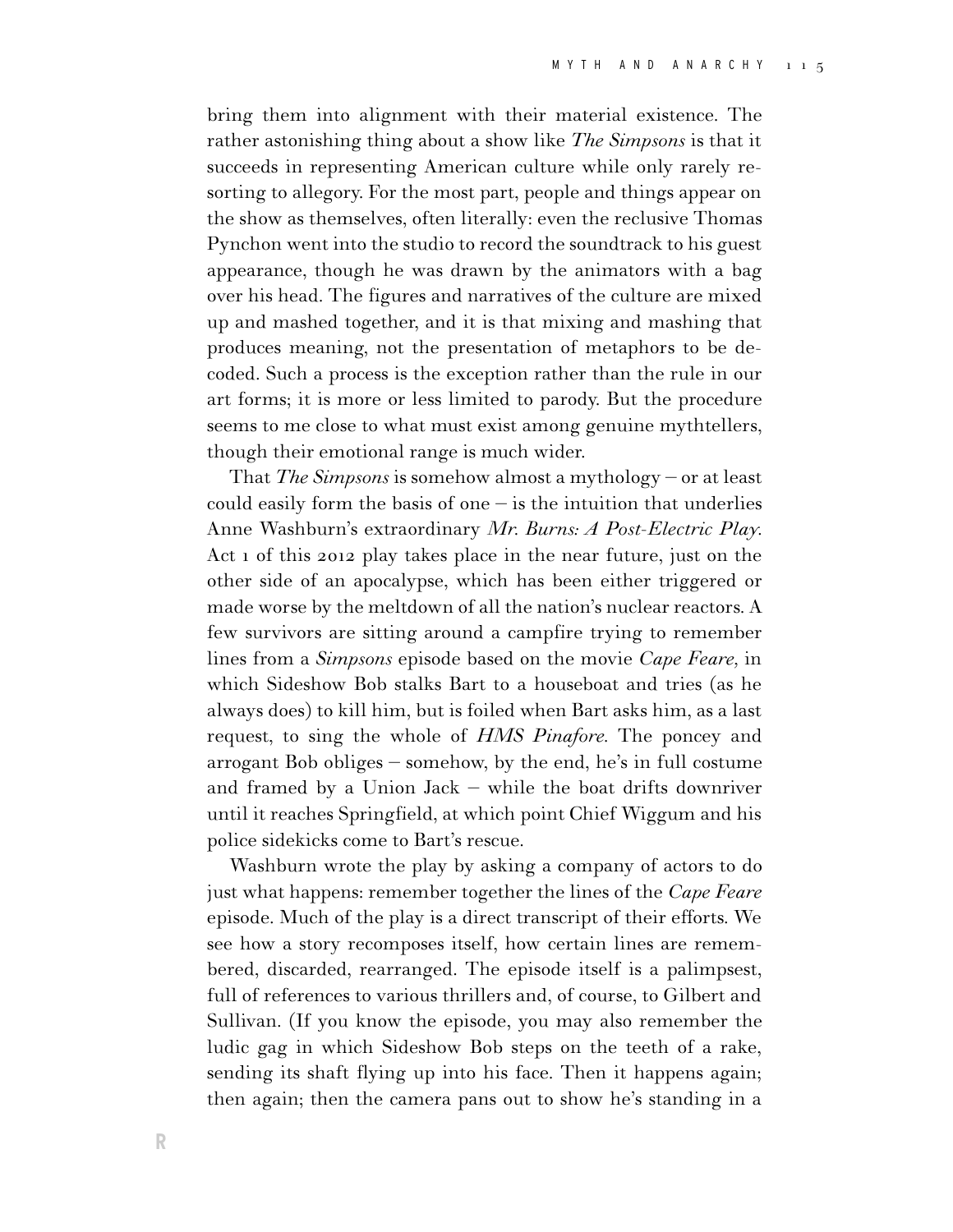bring them into alignment with their material existence. The rather astonishing thing about a show like *The Simpsons* is that it succeeds in representing American culture while only rarely resorting to allegory. For the most part, people and things appear on the show as themselves, often literally: even the reclusive Thomas Pynchon went into the studio to record the soundtrack to his guest appearance, though he was drawn by the animators with a bag over his head. The figures and narratives of the culture are mixed up and mashed together, and it is that mixing and mashing that produces meaning, not the presentation of metaphors to be decoded. Such a process is the exception rather than the rule in our art forms; it is more or less limited to parody. But the procedure seems to me close to what must exist among genuine mythtellers, though their emotional range is much wider.

That *The Simpsons* is somehow almost a mythology – or at least could easily form the basis of one – is the intuition that underlies Anne Washburn's extraordinary *Mr. Burns: A Post-Electric Play*. Act 1 of this 2012 play takes place in the near future, just on the other side of an apocalypse, which has been either triggered or made worse by the meltdown of all the nation's nuclear reactors. A few survivors are sitting around a campfire trying to remember lines from a *Simpsons* episode based on the movie *Cape Feare*, in which Sideshow Bob stalks Bart to a houseboat and tries (as he always does) to kill him, but is foiled when Bart asks him, as a last request, to sing the whole of *HMS Pinafore*. The poncey and arrogant Bob obliges – somehow, by the end, he's in full costume and framed by a Union Jack – while the boat drifts downriver until it reaches Springfield, at which point Chief Wiggum and his police sidekicks come to Bart's rescue.

Washburn wrote the play by asking a company of actors to do just what happens: remember together the lines of the *Cape Feare* episode. Much of the play is a direct transcript of their efforts. We see how a story recomposes itself, how certain lines are remembered, discarded, rearranged. The episode itself is a palimpsest, full of references to various thrillers and, of course, to Gilbert and Sullivan. (If you know the episode, you may also remember the ludic gag in which Sideshow Bob steps on the teeth of a rake, sending its shaft flying up into his face. Then it happens again; then again; then the camera pans out to show he's standing in a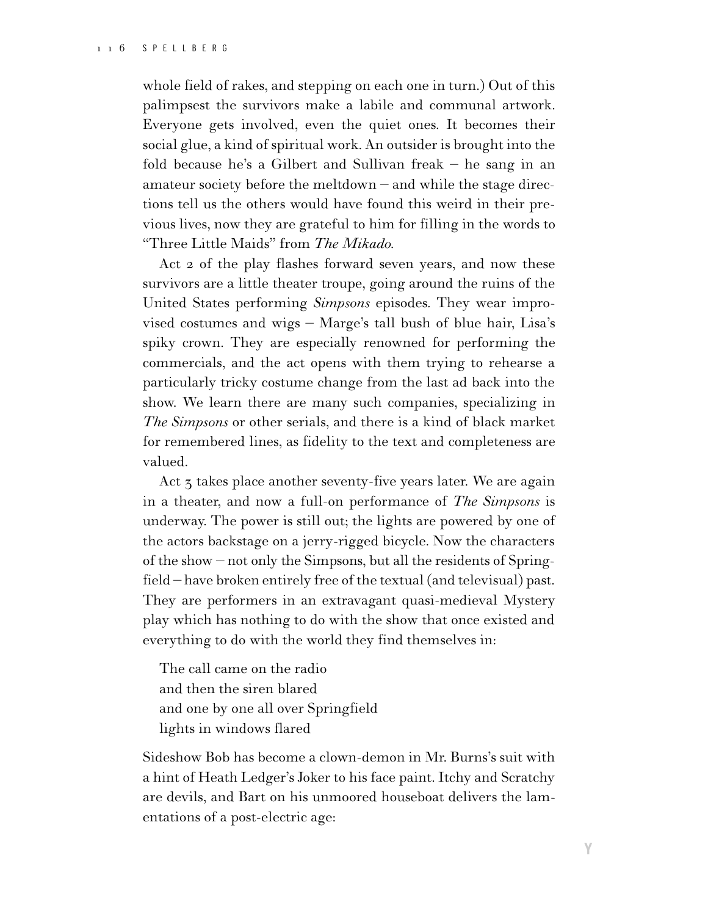whole field of rakes, and stepping on each one in turn.) Out of this palimpsest the survivors make a labile and communal artwork. Everyone gets involved, even the quiet ones. It becomes their social glue, a kind of spiritual work. An outsider is brought into the fold because he's a Gilbert and Sullivan freak – he sang in an amateur society before the meltdown – and while the stage directions tell us the others would have found this weird in their previous lives, now they are grateful to him for filling in the words to "Three Little Maids" from *The Mikado*.

Act 2 of the play flashes forward seven years, and now these survivors are a little theater troupe, going around the ruins of the United States performing *Simpsons* episodes. They wear improvised costumes and wigs – Marge's tall bush of blue hair, Lisa's spiky crown. They are especially renowned for performing the commercials, and the act opens with them trying to rehearse a particularly tricky costume change from the last ad back into the show. We learn there are many such companies, specializing in *The Simpsons* or other serials, and there is a kind of black market for remembered lines, as fidelity to the text and completeness are valued.

Act 3 takes place another seventy-five years later. We are again in a theater, and now a full-on performance of *The Simpsons* is underway. The power is still out; the lights are powered by one of the actors backstage on a jerry-rigged bicycle. Now the characters of the show – not only the Simpsons, but all the residents of Springfield – have broken entirely free of the textual (and televisual) past. They are performers in an extravagant quasi-medieval Mystery play which has nothing to do with the show that once existed and everything to do with the world they find themselves in:

> The call came on the radio
> and then the siren blared
> and one by one all over Springfield
> lights in windows flared

Sideshow Bob has become a clown-demon in Mr. Burns's suit with a hint of Heath Ledger's Joker to his face paint. Itchy and Scratchy are devils, and Bart on his unmoored houseboat delivers the lamentations of a post-electric age: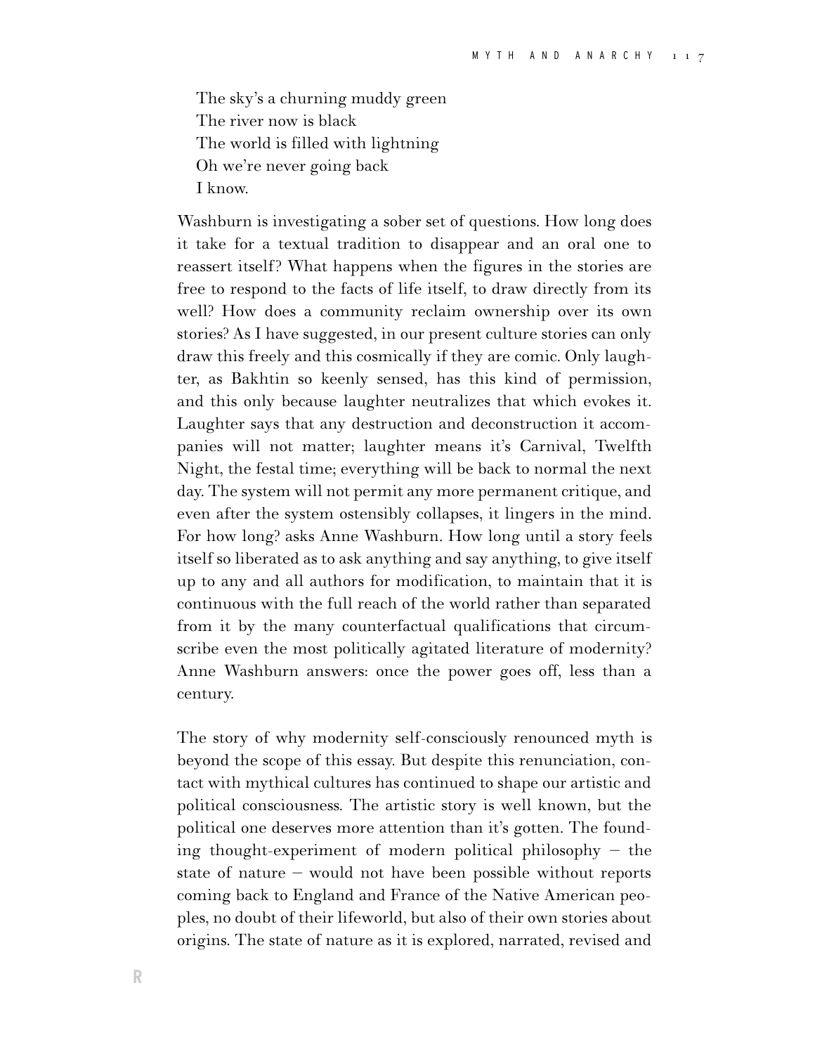The sky's a churning muddy green  
The river now is black  
The world is filled with lightning  
Oh we're never going back  
I know.

Washburn is investigating a sober set of questions. How long does it take for a textual tradition to disappear and an oral one to reassert itself? What happens when the figures in the stories are free to respond to the facts of life itself, to draw directly from its well? How does a community reclaim ownership over its own stories? As I have suggested, in our present culture stories can only draw this freely and this cosmically if they are comic. Only laughter, as Bakhtin so keenly sensed, has this kind of permission, and this only because laughter neutralizes that which evokes it. Laughter says that any destruction and deconstruction it accompanies will not matter; laughter means it's Carnival, Twelfth Night, the festal time; everything will be back to normal the next day. The system will not permit any more permanent critique, and even after the system ostensibly collapses, it lingers in the mind. For how long? asks Anne Washburn. How long until a story feels itself so liberated as to ask anything and say anything, to give itself up to any and all authors for modification, to maintain that it is continuous with the full reach of the world rather than separated from it by the many counterfactual qualifications that circumscribe even the most politically agitated literature of modernity? Anne Washburn answers: once the power goes off, less than a century.

The story of why modernity self-consciously renounced myth is beyond the scope of this essay. But despite this renunciation, contact with mythical cultures has continued to shape our artistic and political consciousness. The artistic story is well known, but the political one deserves more attention than it's gotten. The founding thought-experiment of modern political philosophy – the state of nature – would not have been possible without reports coming back to England and France of the Native American peoples, no doubt of their lifeworld, but also of their own stories about origins. The state of nature as it is explored, narrated, revised and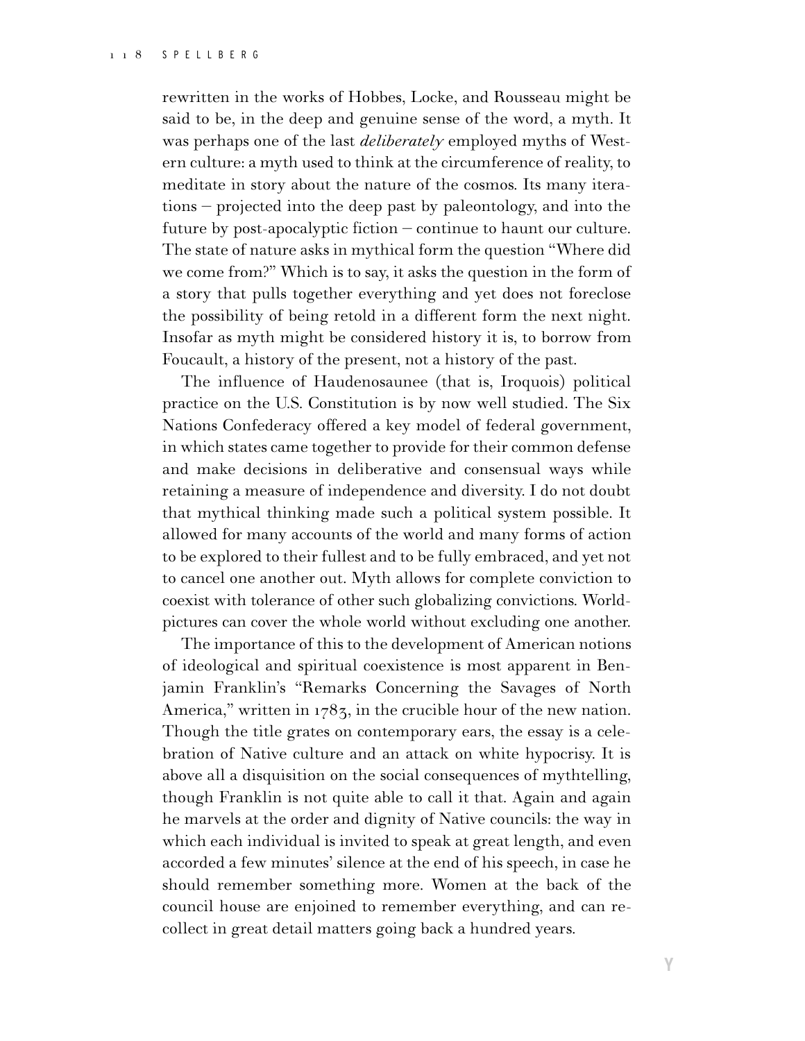rewritten in the works of Hobbes, Locke, and Rousseau might be said to be, in the deep and genuine sense of the word, a myth. It was perhaps one of the last *deliberately* employed myths of Western culture: a myth used to think at the circumference of reality, to meditate in story about the nature of the cosmos. Its many iterations – projected into the deep past by paleontology, and into the future by post-apocalyptic fiction – continue to haunt our culture. The state of nature asks in mythical form the question "Where did we come from?" Which is to say, it asks the question in the form of a story that pulls together everything and yet does not foreclose the possibility of being retold in a different form the next night. Insofar as myth might be considered history it is, to borrow from Foucault, a history of the present, not a history of the past.

The influence of Haudenosaunee (that is, Iroquois) political practice on the U.S. Constitution is by now well studied. The Six Nations Confederacy offered a key model of federal government, in which states came together to provide for their common defense and make decisions in deliberative and consensual ways while retaining a measure of independence and diversity. I do not doubt that mythical thinking made such a political system possible. It allowed for many accounts of the world and many forms of action to be explored to their fullest and to be fully embraced, and yet not to cancel one another out. Myth allows for complete conviction to coexist with tolerance of other such globalizing convictions. World-pictures can cover the whole world without excluding one another.

The importance of this to the development of American notions of ideological and spiritual coexistence is most apparent in Benjamin Franklin's "Remarks Concerning the Savages of North America," written in 1783, in the crucible hour of the new nation. Though the title grates on contemporary ears, the essay is a celebration of Native culture and an attack on white hypocrisy. It is above all a disquisition on the social consequences of mythtelling, though Franklin is not quite able to call it that. Again and again he marvels at the order and dignity of Native councils: the way in which each individual is invited to speak at great length, and even accorded a few minutes' silence at the end of his speech, in case he should remember something more. Women at the back of the council house are enjoined to remember everything, and can recollect in great detail matters going back a hundred years.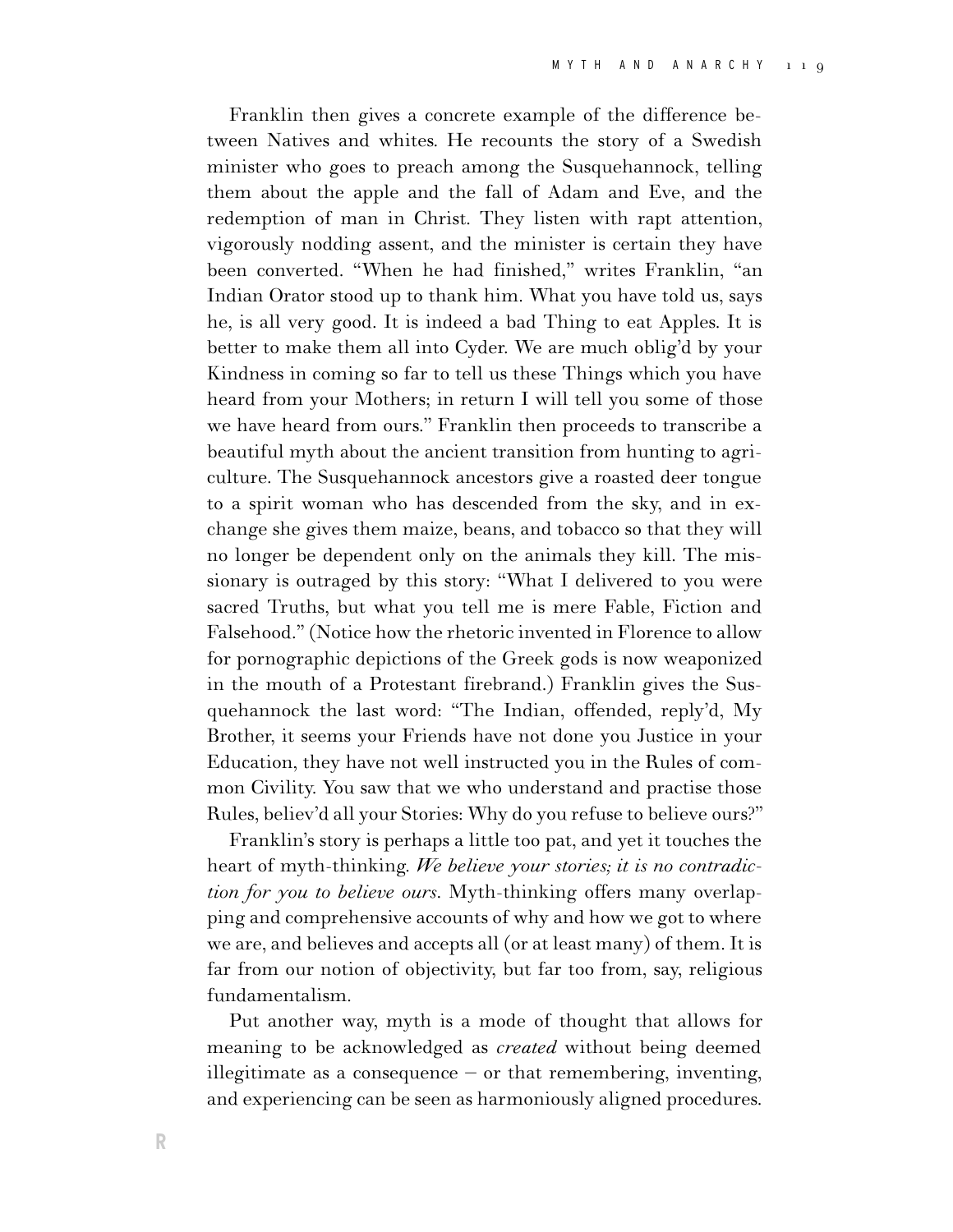Franklin then gives a concrete example of the difference between Natives and whites. He recounts the story of a Swedish minister who goes to preach among the Susquehannock, telling them about the apple and the fall of Adam and Eve, and the redemption of man in Christ. They listen with rapt attention, vigorously nodding assent, and the minister is certain they have been converted. "When he had finished," writes Franklin, "an Indian Orator stood up to thank him. What you have told us, says he, is all very good. It is indeed a bad Thing to eat Apples. It is better to make them all into Cyder. We are much oblig'd by your Kindness in coming so far to tell us these Things which you have heard from your Mothers; in return I will tell you some of those we have heard from ours." Franklin then proceeds to transcribe a beautiful myth about the ancient transition from hunting to agriculture. The Susquehannock ancestors give a roasted deer tongue to a spirit woman who has descended from the sky, and in exchange she gives them maize, beans, and tobacco so that they will no longer be dependent only on the animals they kill. The missionary is outraged by this story: "What I delivered to you were sacred Truths, but what you tell me is mere Fable, Fiction and Falsehood." (Notice how the rhetoric invented in Florence to allow for pornographic depictions of the Greek gods is now weaponized in the mouth of a Protestant firebrand.) Franklin gives the Susquehannock the last word: "The Indian, offended, reply'd, My Brother, it seems your Friends have not done you Justice in your Education, they have not well instructed you in the Rules of common Civility. You saw that we who understand and practise those Rules, believ'd all your Stories: Why do you refuse to believe ours?"

Franklin's story is perhaps a little too pat, and yet it touches the heart of myth-thinking. *We believe your stories; it is no contradiction for you to believe ours.* Myth-thinking offers many overlapping and comprehensive accounts of why and how we got to where we are, and believes and accepts all (or at least many) of them. It is far from our notion of objectivity, but far too from, say, religious fundamentalism.

Put another way, myth is a mode of thought that allows for meaning to be acknowledged as *created* without being deemed illegitimate as a consequence – or that remembering, inventing, and experiencing can be seen as harmoniously aligned procedures.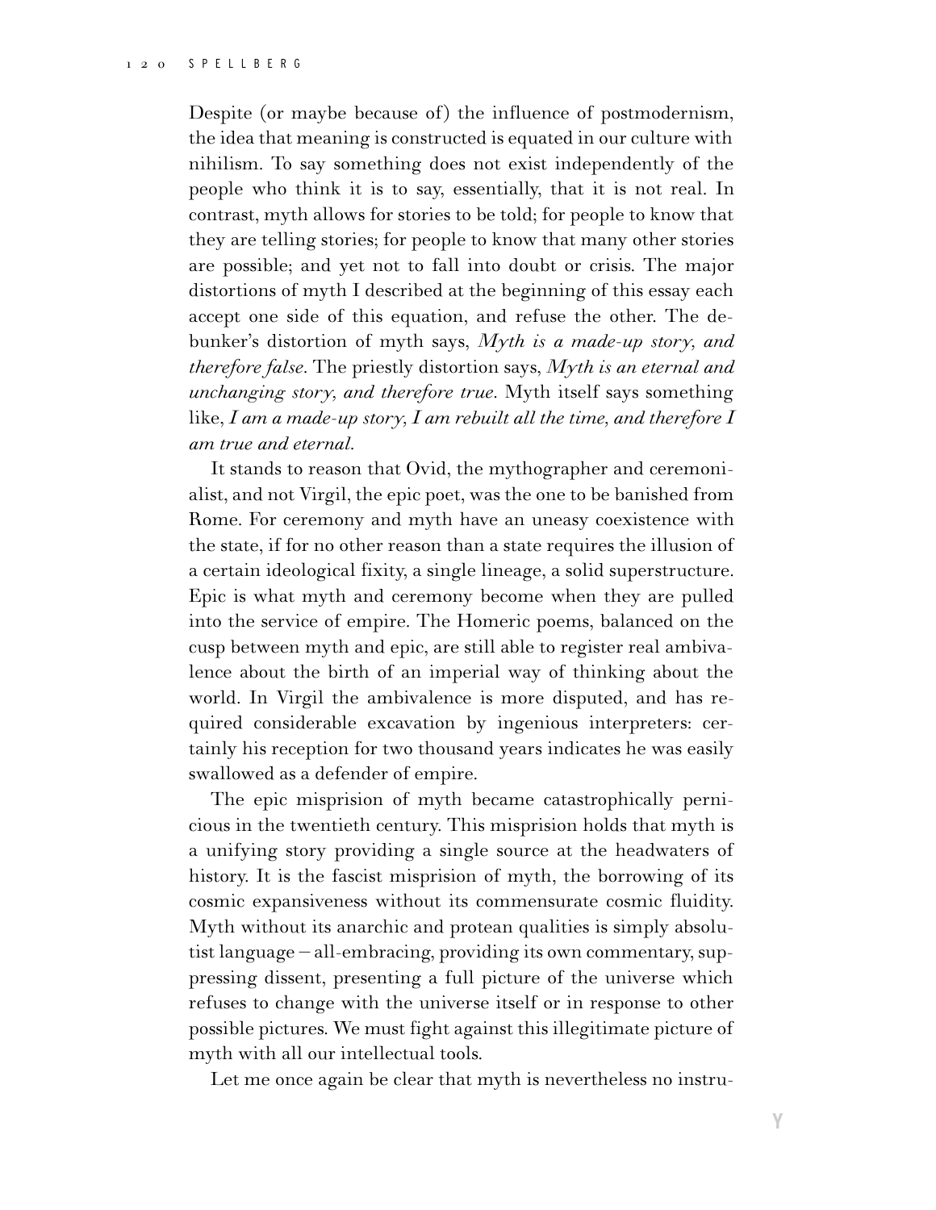Despite (or maybe because of) the influence of postmodernism, the idea that meaning is constructed is equated in our culture with nihilism. To say something does not exist independently of the people who think it is to say, essentially, that it is not real. In contrast, myth allows for stories to be told; for people to know that they are telling stories; for people to know that many other stories are possible; and yet not to fall into doubt or crisis. The major distortions of myth I described at the beginning of this essay each accept one side of this equation, and refuse the other. The debunker's distortion of myth says, *Myth is a made-up story, and therefore false*. The priestly distortion says, *Myth is an eternal and unchanging story, and therefore true*. Myth itself says something like, *I am a made-up story, I am rebuilt all the time, and therefore I am true and eternal*.

It stands to reason that Ovid, the mythographer and ceremonialist, and not Virgil, the epic poet, was the one to be banished from Rome. For ceremony and myth have an uneasy coexistence with the state, if for no other reason than a state requires the illusion of a certain ideological fixity, a single lineage, a solid superstructure. Epic is what myth and ceremony become when they are pulled into the service of empire. The Homeric poems, balanced on the cusp between myth and epic, are still able to register real ambivalence about the birth of an imperial way of thinking about the world. In Virgil the ambivalence is more disputed, and has required considerable excavation by ingenious interpreters: certainly his reception for two thousand years indicates he was easily swallowed as a defender of empire.

The epic misprision of myth became catastrophically pernicious in the twentieth century. This misprision holds that myth is a unifying story providing a single source at the headwaters of history. It is the fascist misprision of myth, the borrowing of its cosmic expansiveness without its commensurate cosmic fluidity. Myth without its anarchic and protean qualities is simply absolutist language – all-embracing, providing its own commentary, suppressing dissent, presenting a full picture of the universe which refuses to change with the universe itself or in response to other possible pictures. We must fight against this illegitimate picture of myth with all our intellectual tools.

Let me once again be clear that myth is nevertheless no instru-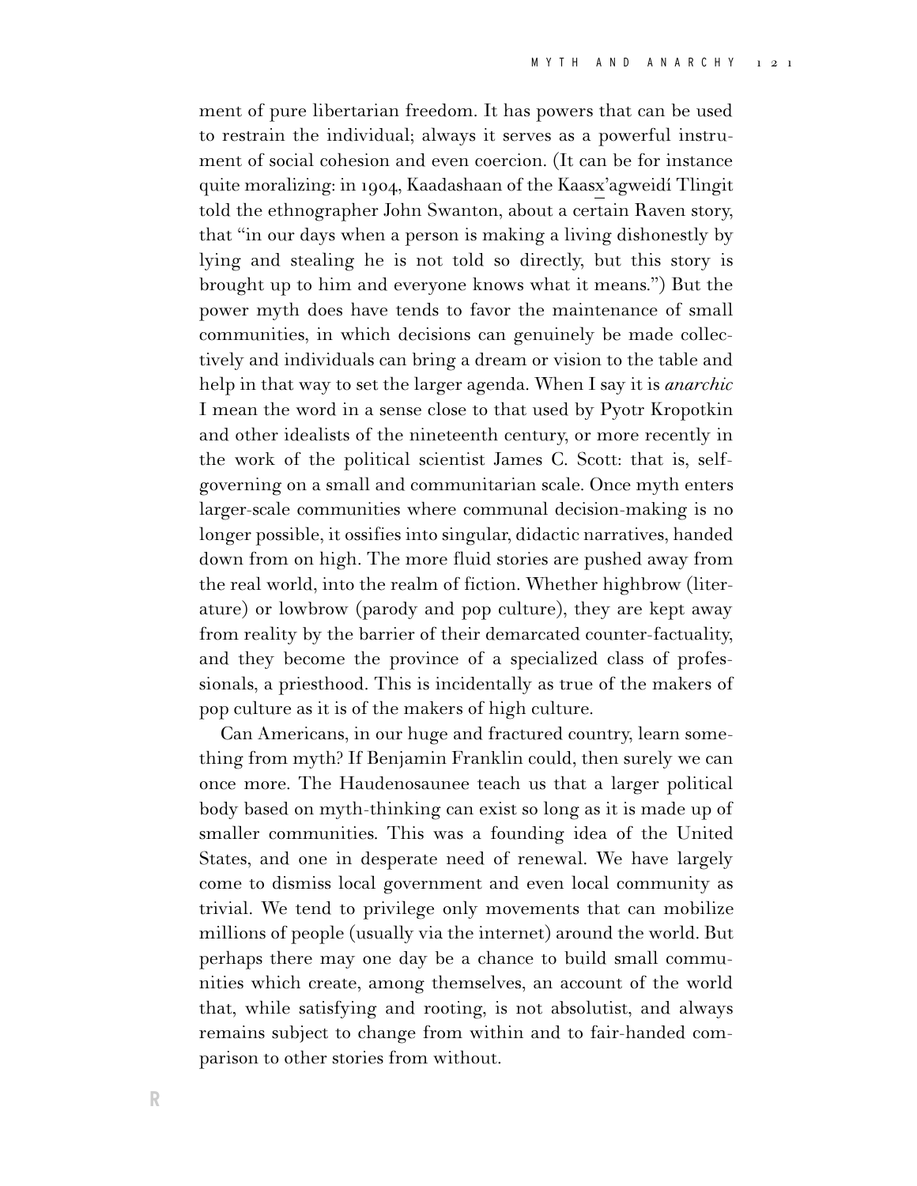ment of pure libertarian freedom. It has powers that can be used to restrain the individual; always it serves as a powerful instrument of social cohesion and even coercion. (It can be for instance quite moralizing: in 1904, Kaadashaan of the Kaasx̱'agweidí Tlingit told the ethnographer John Swanton, about a certain Raven story, that "in our days when a person is making a living dishonestly by lying and stealing he is not told so directly, but this story is brought up to him and everyone knows what it means.") But the power myth does have tends to favor the maintenance of small communities, in which decisions can genuinely be made collectively and individuals can bring a dream or vision to the table and help in that way to set the larger agenda. When I say it is *anarchic* I mean the word in a sense close to that used by Pyotr Kropotkin and other idealists of the nineteenth century, or more recently in the work of the political scientist James C. Scott: that is, self-governing on a small and communitarian scale. Once myth enters larger-scale communities where communal decision-making is no longer possible, it ossifies into singular, didactic narratives, handed down from on high. The more fluid stories are pushed away from the real world, into the realm of fiction. Whether highbrow (literature) or lowbrow (parody and pop culture), they are kept away from reality by the barrier of their demarcated counter-factuality, and they become the province of a specialized class of professionals, a priesthood. This is incidentally as true of the makers of pop culture as it is of the makers of high culture.

Can Americans, in our huge and fractured country, learn something from myth? If Benjamin Franklin could, then surely we can once more. The Haudenosaunee teach us that a larger political body based on myth-thinking can exist so long as it is made up of smaller communities. This was a founding idea of the United States, and one in desperate need of renewal. We have largely come to dismiss local government and even local community as trivial. We tend to privilege only movements that can mobilize millions of people (usually via the internet) around the world. But perhaps there may one day be a chance to build small communities which create, among themselves, an account of the world that, while satisfying and rooting, is not absolutist, and always remains subject to change from within and to fair-handed comparison to other stories from without.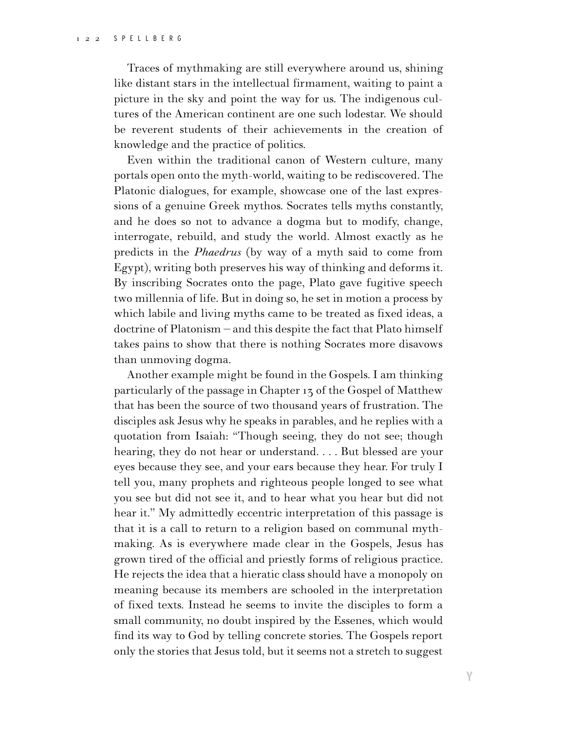Traces of mythmaking are still everywhere around us, shining like distant stars in the intellectual firmament, waiting to paint a picture in the sky and point the way for us. The indigenous cultures of the American continent are one such lodestar. We should be reverent students of their achievements in the creation of knowledge and the practice of politics.

Even within the traditional canon of Western culture, many portals open onto the myth-world, waiting to be rediscovered. The Platonic dialogues, for example, showcase one of the last expressions of a genuine Greek mythos. Socrates tells myths constantly, and he does so not to advance a dogma but to modify, change, interrogate, rebuild, and study the world. Almost exactly as he predicts in the *Phaedrus* (by way of a myth said to come from Egypt), writing both preserves his way of thinking and deforms it. By inscribing Socrates onto the page, Plato gave fugitive speech two millennia of life. But in doing so, he set in motion a process by which labile and living myths came to be treated as fixed ideas, a doctrine of Platonism – and this despite the fact that Plato himself takes pains to show that there is nothing Socrates more disavows than unmoving dogma.

Another example might be found in the Gospels. I am thinking particularly of the passage in Chapter 13 of the Gospel of Matthew that has been the source of two thousand years of frustration. The disciples ask Jesus why he speaks in parables, and he replies with a quotation from Isaiah: "Though seeing, they do not see; though hearing, they do not hear or understand. . . . But blessed are your eyes because they see, and your ears because they hear. For truly I tell you, many prophets and righteous people longed to see what you see but did not see it, and to hear what you hear but did not hear it." My admittedly eccentric interpretation of this passage is that it is a call to return to a religion based on communal mythmaking. As is everywhere made clear in the Gospels, Jesus has grown tired of the official and priestly forms of religious practice. He rejects the idea that a hieratic class should have a monopoly on meaning because its members are schooled in the interpretation of fixed texts. Instead he seems to invite the disciples to form a small community, no doubt inspired by the Essenes, which would find its way to God by telling concrete stories. The Gospels report only the stories that Jesus told, but it seems not a stretch to suggest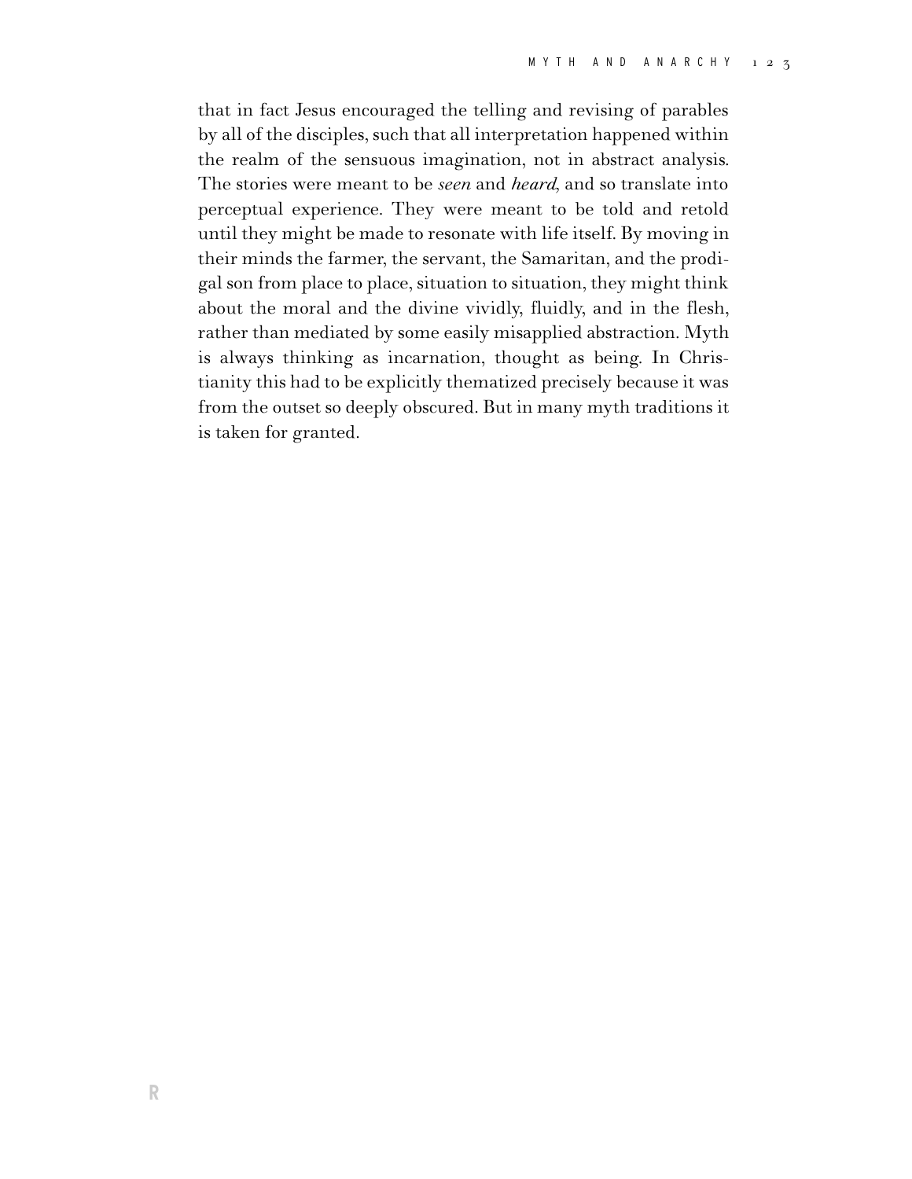that in fact Jesus encouraged the telling and revising of parables by all of the disciples, such that all interpretation happened within the realm of the sensuous imagination, not in abstract analysis. The stories were meant to be *seen* and *heard*, and so translate into perceptual experience. They were meant to be told and retold until they might be made to resonate with life itself. By moving in their minds the farmer, the servant, the Samaritan, and the prodigal son from place to place, situation to situation, they might think about the moral and the divine vividly, fluidly, and in the flesh, rather than mediated by some easily misapplied abstraction. Myth is always thinking as incarnation, thought as being. In Christianity this had to be explicitly thematized precisely because it was from the outset so deeply obscured. But in many myth traditions it is taken for granted.